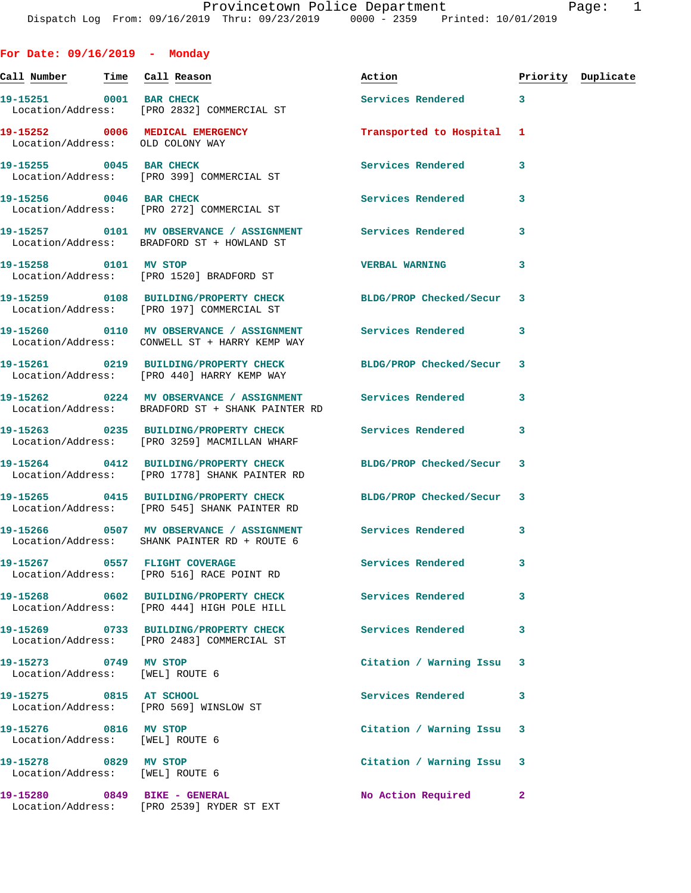Provincetown Police Department
Dispatch Log From: 09/16/2019 Thru: 09/23/2019 0000 - 2359 Printed: 10/01/2019

## For Date: 09/16/2019 - Monday

| Call Number | Time | Call Reason | Action | Priority | Duplicate |
|---|---|---|---|---|---|
| 19-15251 | 0001 | BAR CHECK | Services Rendered | 3 | |
| Location/Address: | | [PRO 2832] COMMERCIAL ST | | | |
| 19-15252 | 0006 | MEDICAL EMERGENCY | Transported to Hospital | 1 | |
| Location/Address: | | OLD COLONY WAY | | | |
| 19-15255 | 0045 | BAR CHECK | Services Rendered | 3 | |
| Location/Address: | | [PRO 399] COMMERCIAL ST | | | |
| 19-15256 | 0046 | BAR CHECK | Services Rendered | 3 | |
| Location/Address: | | [PRO 272] COMMERCIAL ST | | | |
| 19-15257 | 0101 | MV OBSERVANCE / ASSIGNMENT | Services Rendered | 3 | |
| Location/Address: | | BRADFORD ST + HOWLAND ST | | | |
| 19-15258 | 0101 | MV STOP | VERBAL WARNING | 3 | |
| Location/Address: | | [PRO 1520] BRADFORD ST | | | |
| 19-15259 | 0108 | BUILDING/PROPERTY CHECK | BLDG/PROP Checked/Secur | 3 | |
| Location/Address: | | [PRO 197] COMMERCIAL ST | | | |
| 19-15260 | 0110 | MV OBSERVANCE / ASSIGNMENT | Services Rendered | 3 | |
| Location/Address: | | CONWELL ST + HARRY KEMP WAY | | | |
| 19-15261 | 0219 | BUILDING/PROPERTY CHECK | BLDG/PROP Checked/Secur | 3 | |
| Location/Address: | | [PRO 440] HARRY KEMP WAY | | | |
| 19-15262 | 0224 | MV OBSERVANCE / ASSIGNMENT | Services Rendered | 3 | |
| Location/Address: | | BRADFORD ST + SHANK PAINTER RD | | | |
| 19-15263 | 0235 | BUILDING/PROPERTY CHECK | Services Rendered | 3 | |
| Location/Address: | | [PRO 3259] MACMILLAN WHARF | | | |
| 19-15264 | 0412 | BUILDING/PROPERTY CHECK | BLDG/PROP Checked/Secur | 3 | |
| Location/Address: | | [PRO 1778] SHANK PAINTER RD | | | |
| 19-15265 | 0415 | BUILDING/PROPERTY CHECK | BLDG/PROP Checked/Secur | 3 | |
| Location/Address: | | [PRO 545] SHANK PAINTER RD | | | |
| 19-15266 | 0507 | MV OBSERVANCE / ASSIGNMENT | Services Rendered | 3 | |
| Location/Address: | | SHANK PAINTER RD + ROUTE 6 | | | |
| 19-15267 | 0557 | FLIGHT COVERAGE | Services Rendered | 3 | |
| Location/Address: | | [PRO 516] RACE POINT RD | | | |
| 19-15268 | 0602 | BUILDING/PROPERTY CHECK | Services Rendered | 3 | |
| Location/Address: | | [PRO 444] HIGH POLE HILL | | | |
| 19-15269 | 0733 | BUILDING/PROPERTY CHECK | Services Rendered | 3 | |
| Location/Address: | | [PRO 2483] COMMERCIAL ST | | | |
| 19-15273 | 0749 | MV STOP | Citation / Warning Issu | 3 | |
| Location/Address: | | [WEL] ROUTE 6 | | | |
| 19-15275 | 0815 | AT SCHOOL | Services Rendered | 3 | |
| Location/Address: | | [PRO 569] WINSLOW ST | | | |
| 19-15276 | 0816 | MV STOP | Citation / Warning Issu | 3 | |
| Location/Address: | | [WEL] ROUTE 6 | | | |
| 19-15278 | 0829 | MV STOP | Citation / Warning Issu | 3 | |
| Location/Address: | | [WEL] ROUTE 6 | | | |
| 19-15280 | 0849 | BIKE - GENERAL | No Action Required | 2 | |
| Location/Address: | | [PRO 2539] RYDER ST EXT | | | |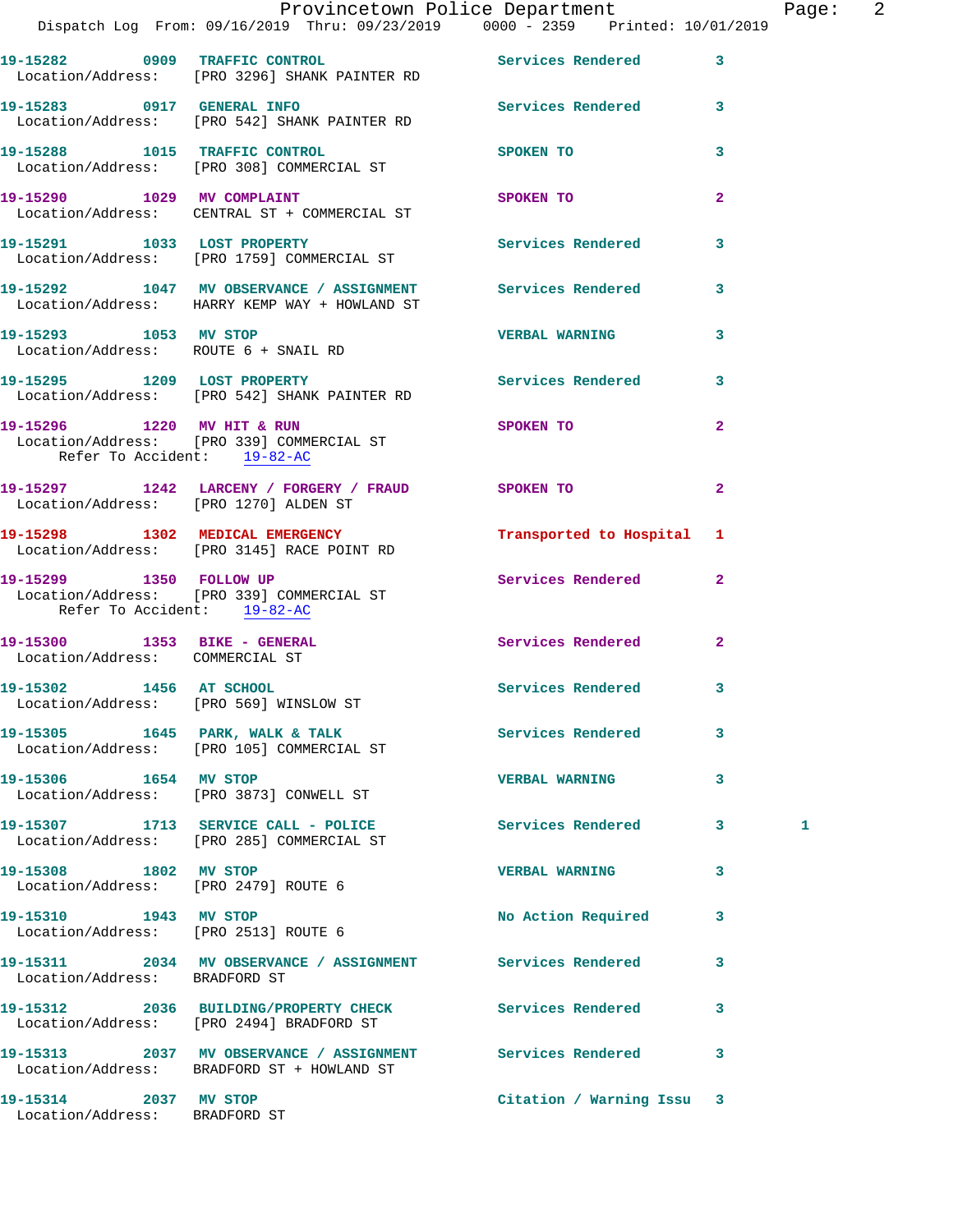19-15282 0909 TRAFFIC CONTROL Services Rendered 3
Location/Address: [PRO 3296] SHANK PAINTER RD

19-15283 0917 GENERAL INFO Services Rendered 3
Location/Address: [PRO 542] SHANK PAINTER RD

19-15288 1015 TRAFFIC CONTROL SPOKEN TO 3
Location/Address: [PRO 308] COMMERCIAL ST

19-15290 1029 MV COMPLAINT SPOKEN TO 2
Location/Address: CENTRAL ST + COMMERCIAL ST

19-15291 1033 LOST PROPERTY Services Rendered 3
Location/Address: [PRO 1759] COMMERCIAL ST

19-15292 1047 MV OBSERVANCE / ASSIGNMENT Services Rendered 3
Location/Address: HARRY KEMP WAY + HOWLAND ST

19-15293 1053 MV STOP VERBAL WARNING 3
Location/Address: ROUTE 6 + SNAIL RD

19-15295 1209 LOST PROPERTY Services Rendered 3
Location/Address: [PRO 542] SHANK PAINTER RD

19-15296 1220 MV HIT & RUN SPOKEN TO 2
Location/Address: [PRO 339] COMMERCIAL ST
Refer To Accident: 19-82-AC

19-15297 1242 LARCENY / FORGERY / FRAUD SPOKEN TO 2
Location/Address: [PRO 1270] ALDEN ST

19-15298 1302 MEDICAL EMERGENCY Transported to Hospital 1
Location/Address: [PRO 3145] RACE POINT RD

19-15299 1350 FOLLOW UP Services Rendered 2
Location/Address: [PRO 339] COMMERCIAL ST
Refer To Accident: 19-82-AC

19-15300 1353 BIKE - GENERAL Services Rendered 2
Location/Address: COMMERCIAL ST

19-15302 1456 AT SCHOOL Services Rendered 3
Location/Address: [PRO 569] WINSLOW ST

19-15305 1645 PARK, WALK & TALK Services Rendered 3
Location/Address: [PRO 105] COMMERCIAL ST

19-15306 1654 MV STOP VERBAL WARNING 3
Location/Address: [PRO 3873] CONWELL ST

19-15307 1713 SERVICE CALL - POLICE Services Rendered 3 1
Location/Address: [PRO 285] COMMERCIAL ST

19-15308 1802 MV STOP VERBAL WARNING 3
Location/Address: [PRO 2479] ROUTE 6

19-15310 1943 MV STOP No Action Required 3
Location/Address: [PRO 2513] ROUTE 6

19-15311 2034 MV OBSERVANCE / ASSIGNMENT Services Rendered 3
Location/Address: BRADFORD ST

19-15312 2036 BUILDING/PROPERTY CHECK Services Rendered 3
Location/Address: [PRO 2494] BRADFORD ST

19-15313 2037 MV OBSERVANCE / ASSIGNMENT Services Rendered 3
Location/Address: BRADFORD ST + HOWLAND ST

19-15314 2037 MV STOP Citation / Warning Issu 3
Location/Address: BRADFORD ST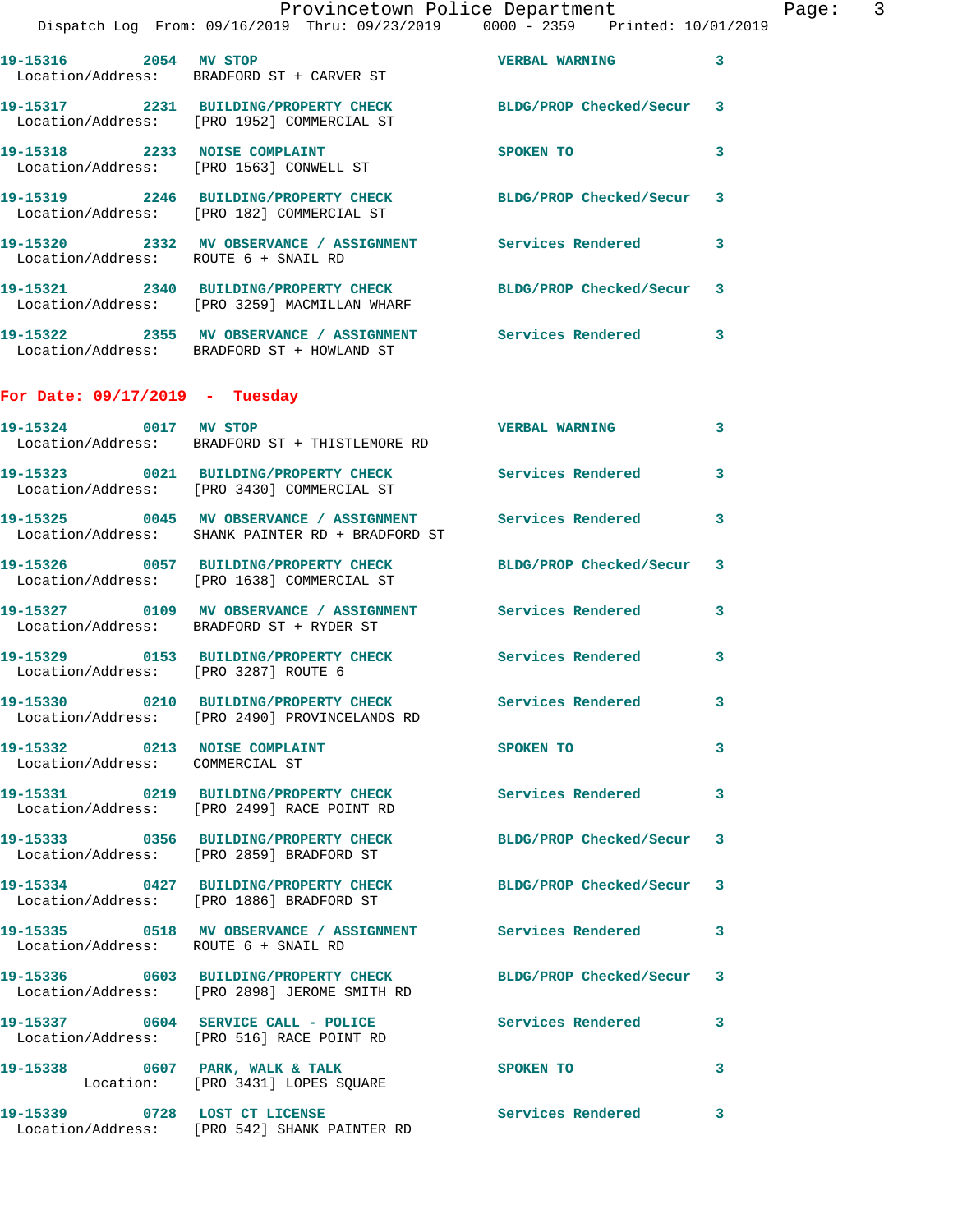19-15316 2054 MV STOP VERBAL WARNING 3
Location/Address: BRADFORD ST + CARVER ST

19-15317 2231 BUILDING/PROPERTY CHECK BLDG/PROP Checked/Secur 3
Location/Address: [PRO 1952] COMMERCIAL ST

19-15318 2233 NOISE COMPLAINT SPOKEN TO 3
Location/Address: [PRO 1563] CONWELL ST

19-15319 2246 BUILDING/PROPERTY CHECK BLDG/PROP Checked/Secur 3
Location/Address: [PRO 182] COMMERCIAL ST

19-15320 2332 MV OBSERVANCE / ASSIGNMENT Services Rendered 3
Location/Address: ROUTE 6 + SNAIL RD

19-15321 2340 BUILDING/PROPERTY CHECK BLDG/PROP Checked/Secur 3
Location/Address: [PRO 3259] MACMILLAN WHARF

19-15322 2355 MV OBSERVANCE / ASSIGNMENT Services Rendered 3
Location/Address: BRADFORD ST + HOWLAND ST

**For Date: 09/17/2019 - Tuesday**

19-15324 0017 MV STOP VERBAL WARNING 3
Location/Address: BRADFORD ST + THISTLEMORE RD

19-15323 0021 BUILDING/PROPERTY CHECK Services Rendered 3
Location/Address: [PRO 3430] COMMERCIAL ST

19-15325 0045 MV OBSERVANCE / ASSIGNMENT Services Rendered 3
Location/Address: SHANK PAINTER RD + BRADFORD ST

19-15326 0057 BUILDING/PROPERTY CHECK BLDG/PROP Checked/Secur 3
Location/Address: [PRO 1638] COMMERCIAL ST

19-15327 0109 MV OBSERVANCE / ASSIGNMENT Services Rendered 3
Location/Address: BRADFORD ST + RYDER ST

19-15329 0153 BUILDING/PROPERTY CHECK Services Rendered 3
Location/Address: [PRO 3287] ROUTE 6

19-15330 0210 BUILDING/PROPERTY CHECK Services Rendered 3
Location/Address: [PRO 2490] PROVINCELANDS RD

19-15332 0213 NOISE COMPLAINT SPOKEN TO 3
Location/Address: COMMERCIAL ST

19-15331 0219 BUILDING/PROPERTY CHECK Services Rendered 3
Location/Address: [PRO 2499] RACE POINT RD

19-15333 0356 BUILDING/PROPERTY CHECK BLDG/PROP Checked/Secur 3
Location/Address: [PRO 2859] BRADFORD ST

19-15334 0427 BUILDING/PROPERTY CHECK BLDG/PROP Checked/Secur 3
Location/Address: [PRO 1886] BRADFORD ST

19-15335 0518 MV OBSERVANCE / ASSIGNMENT Services Rendered 3
Location/Address: ROUTE 6 + SNAIL RD

19-15336 0603 BUILDING/PROPERTY CHECK BLDG/PROP Checked/Secur 3
Location/Address: [PRO 2898] JEROME SMITH RD

19-15337 0604 SERVICE CALL - POLICE Services Rendered 3
Location/Address: [PRO 516] RACE POINT RD

19-15338 0607 PARK, WALK & TALK SPOKEN TO 3
Location: [PRO 3431] LOPES SQUARE

19-15339 0728 LOST CT LICENSE Services Rendered 3
Location/Address: [PRO 542] SHANK PAINTER RD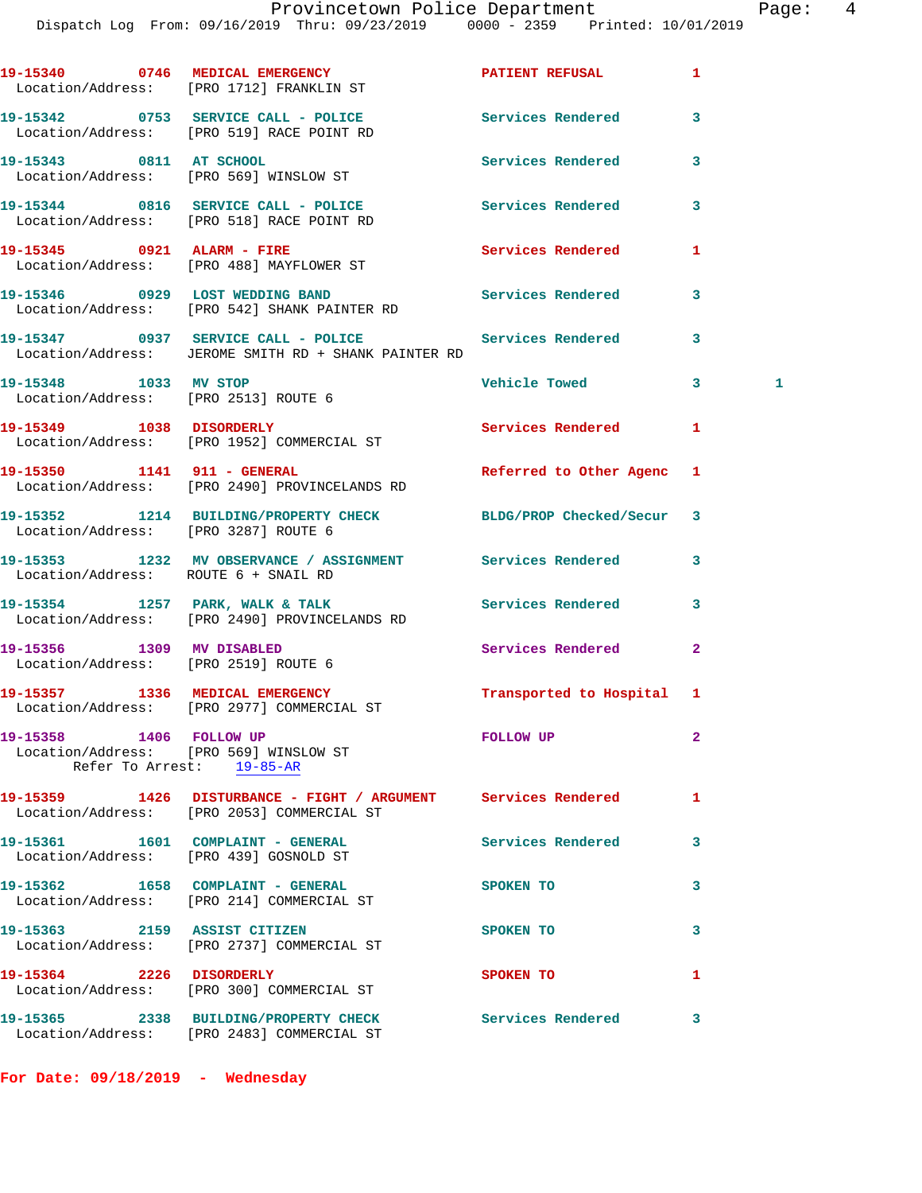19-15340 0746 MEDICAL EMERGENCY PATIENT REFUSAL 1
Location/Address: [PRO 1712] FRANKLIN ST

19-15342 0753 SERVICE CALL - POLICE Services Rendered 3
Location/Address: [PRO 519] RACE POINT RD

19-15343 0811 AT SCHOOL Services Rendered 3
Location/Address: [PRO 569] WINSLOW ST

19-15344 0816 SERVICE CALL - POLICE Services Rendered 3
Location/Address: [PRO 518] RACE POINT RD

19-15345 0921 ALARM - FIRE Services Rendered 1
Location/Address: [PRO 488] MAYFLOWER ST

19-15346 0929 LOST WEDDING BAND Services Rendered 3
Location/Address: [PRO 542] SHANK PAINTER RD

19-15347 0937 SERVICE CALL - POLICE Services Rendered 3
Location/Address: JEROME SMITH RD + SHANK PAINTER RD

19-15348 1033 MV STOP Vehicle Towed 3 1
Location/Address: [PRO 2513] ROUTE 6

19-15349 1038 DISORDERLY Services Rendered 1
Location/Address: [PRO 1952] COMMERCIAL ST

19-15350 1141 911 - GENERAL Referred to Other Agenc 1
Location/Address: [PRO 2490] PROVINCELANDS RD

19-15352 1214 BUILDING/PROPERTY CHECK BLDG/PROP Checked/Secur 3
Location/Address: [PRO 3287] ROUTE 6

19-15353 1232 MV OBSERVANCE / ASSIGNMENT Services Rendered 3
Location/Address: ROUTE 6 + SNAIL RD

19-15354 1257 PARK, WALK & TALK Services Rendered 3
Location/Address: [PRO 2490] PROVINCELANDS RD

19-15356 1309 MV DISABLED Services Rendered 2
Location/Address: [PRO 2519] ROUTE 6

19-15357 1336 MEDICAL EMERGENCY Transported to Hospital 1
Location/Address: [PRO 2977] COMMERCIAL ST

19-15358 1406 FOLLOW UP FOLLOW UP 2
Location/Address: [PRO 569] WINSLOW ST
Refer To Arrest: 19-85-AR

19-15359 1426 DISTURBANCE - FIGHT / ARGUMENT Services Rendered 1
Location/Address: [PRO 2053] COMMERCIAL ST

19-15361 1601 COMPLAINT - GENERAL Services Rendered 3
Location/Address: [PRO 439] GOSNOLD ST

19-15362 1658 COMPLAINT - GENERAL SPOKEN TO 3
Location/Address: [PRO 214] COMMERCIAL ST

19-15363 2159 ASSIST CITIZEN SPOKEN TO 3
Location/Address: [PRO 2737] COMMERCIAL ST

19-15364 2226 DISORDERLY SPOKEN TO 1
Location/Address: [PRO 300] COMMERCIAL ST

19-15365 2338 BUILDING/PROPERTY CHECK Services Rendered 3
Location/Address: [PRO 2483] COMMERCIAL ST

**For Date: 09/18/2019 - Wednesday**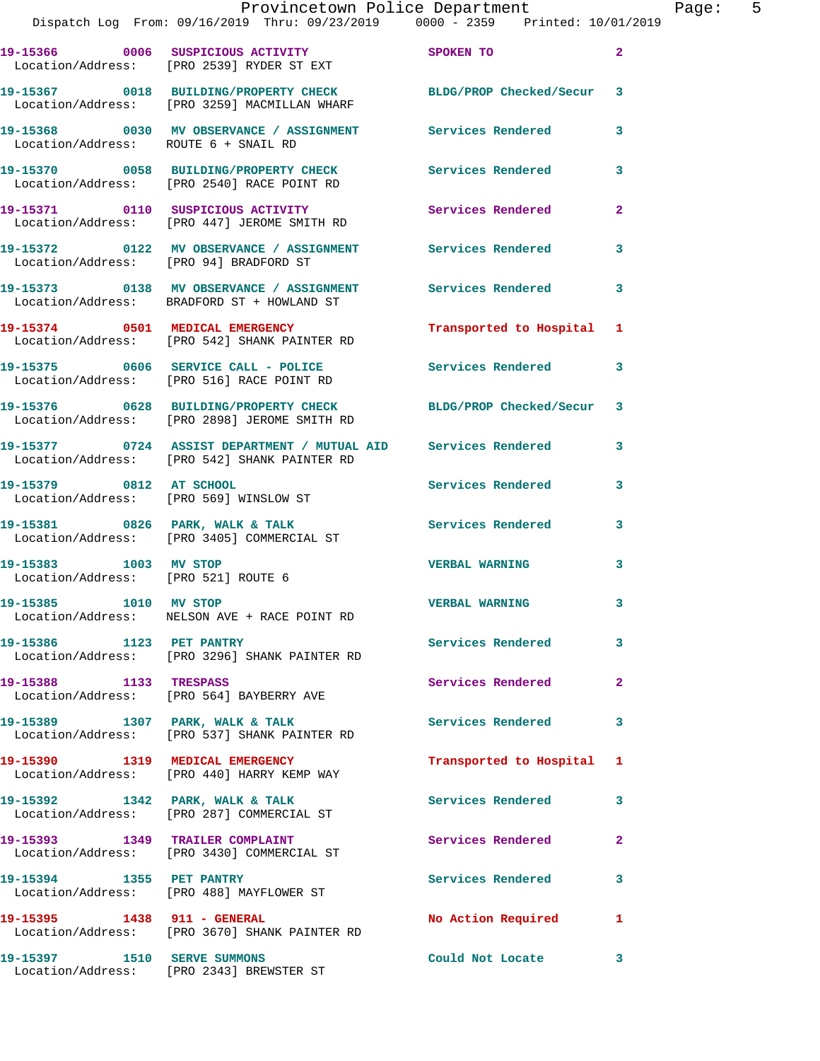19-15366 0006 SUSPICIOUS ACTIVITY SPOKEN TO 2
Location/Address: [PRO 2539] RYDER ST EXT

19-15367 0018 BUILDING/PROPERTY CHECK BLDG/PROP Checked/Secur 3
Location/Address: [PRO 3259] MACMILLAN WHARF

19-15368 0030 MV OBSERVANCE / ASSIGNMENT Services Rendered 3
Location/Address: ROUTE 6 + SNAIL RD

19-15370 0058 BUILDING/PROPERTY CHECK Services Rendered 3
Location/Address: [PRO 2540] RACE POINT RD

19-15371 0110 SUSPICIOUS ACTIVITY Services Rendered 2
Location/Address: [PRO 447] JEROME SMITH RD

19-15372 0122 MV OBSERVANCE / ASSIGNMENT Services Rendered 3
Location/Address: [PRO 94] BRADFORD ST

19-15373 0138 MV OBSERVANCE / ASSIGNMENT Services Rendered 3
Location/Address: BRADFORD ST + HOWLAND ST

19-15374 0501 MEDICAL EMERGENCY Transported to Hospital 1
Location/Address: [PRO 542] SHANK PAINTER RD

19-15375 0606 SERVICE CALL - POLICE Services Rendered 3
Location/Address: [PRO 516] RACE POINT RD

19-15376 0628 BUILDING/PROPERTY CHECK BLDG/PROP Checked/Secur 3
Location/Address: [PRO 2898] JEROME SMITH RD

19-15377 0724 ASSIST DEPARTMENT / MUTUAL AID Services Rendered 3
Location/Address: [PRO 542] SHANK PAINTER RD

19-15379 0812 AT SCHOOL Services Rendered 3
Location/Address: [PRO 569] WINSLOW ST

19-15381 0826 PARK, WALK & TALK Services Rendered 3
Location/Address: [PRO 3405] COMMERCIAL ST

19-15383 1003 MV STOP VERBAL WARNING 3
Location/Address: [PRO 521] ROUTE 6

19-15385 1010 MV STOP VERBAL WARNING 3
Location/Address: NELSON AVE + RACE POINT RD

19-15386 1123 PET PANTRY Services Rendered 3
Location/Address: [PRO 3296] SHANK PAINTER RD

19-15388 1133 TRESPASS Services Rendered 2
Location/Address: [PRO 564] BAYBERRY AVE

19-15389 1307 PARK, WALK & TALK Services Rendered 3
Location/Address: [PRO 537] SHANK PAINTER RD

19-15390 1319 MEDICAL EMERGENCY Transported to Hospital 1
Location/Address: [PRO 440] HARRY KEMP WAY

19-15392 1342 PARK, WALK & TALK Services Rendered 3
Location/Address: [PRO 287] COMMERCIAL ST

19-15393 1349 TRAILER COMPLAINT Services Rendered 2
Location/Address: [PRO 3430] COMMERCIAL ST

19-15394 1355 PET PANTRY Services Rendered 3
Location/Address: [PRO 488] MAYFLOWER ST

19-15395 1438 911 - GENERAL No Action Required 1
Location/Address: [PRO 3670] SHANK PAINTER RD

19-15397 1510 SERVE SUMMONS Could Not Locate 3
Location/Address: [PRO 2343] BREWSTER ST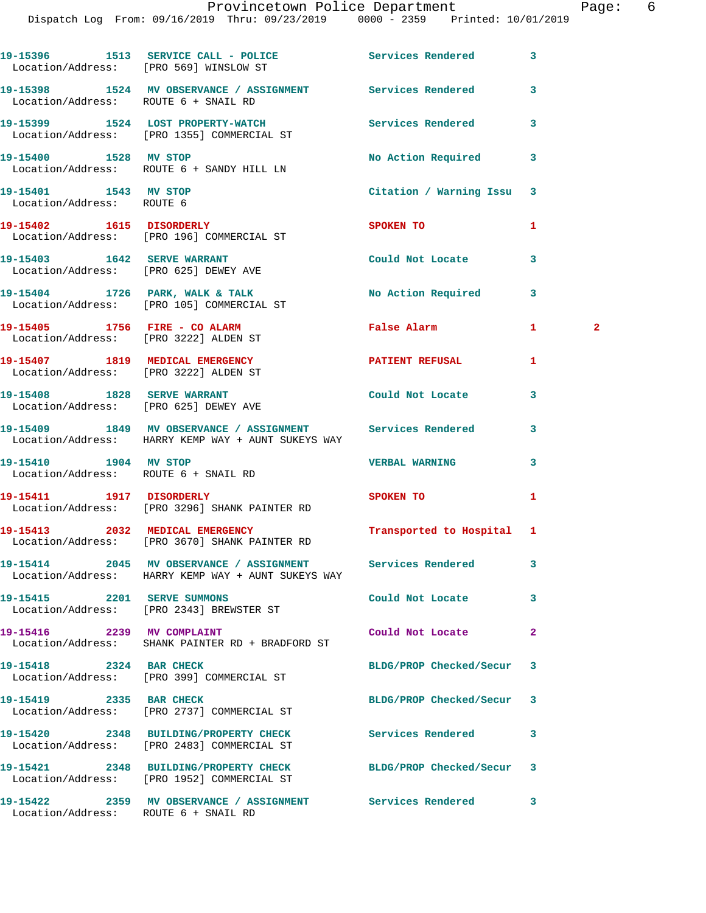| Call Number | Time | Call Reason | Action | Priority | |
|---|---|---|---|---|---|
| 19-15396 | 1513 | SERVICE CALL - POLICE | Services Rendered | 3 | |
| Location/Address: | | [PRO 569] WINSLOW ST | | | |
| 19-15398 | 1524 | MV OBSERVANCE / ASSIGNMENT | Services Rendered | 3 | |
| Location/Address: | | ROUTE 6 + SNAIL RD | | | |
| 19-15399 | 1524 | LOST PROPERTY-WATCH | Services Rendered | 3 | |
| Location/Address: | | [PRO 1355] COMMERCIAL ST | | | |
| 19-15400 | 1528 | MV STOP | No Action Required | 3 | |
| Location/Address: | | ROUTE 6 + SANDY HILL LN | | | |
| 19-15401 | 1543 | MV STOP | Citation / Warning Issu | 3 | |
| Location/Address: | | ROUTE 6 | | | |
| 19-15402 | 1615 | DISORDERLY | SPOKEN TO | 1 | |
| Location/Address: | | [PRO 196] COMMERCIAL ST | | | |
| 19-15403 | 1642 | SERVE WARRANT | Could Not Locate | 3 | |
| Location/Address: | | [PRO 625] DEWEY AVE | | | |
| 19-15404 | 1726 | PARK, WALK & TALK | No Action Required | 3 | |
| Location/Address: | | [PRO 105] COMMERCIAL ST | | | |
| 19-15405 | 1756 | FIRE - CO ALARM | False Alarm | 1 | 2 |
| Location/Address: | | [PRO 3222] ALDEN ST | | | |
| 19-15407 | 1819 | MEDICAL EMERGENCY | PATIENT REFUSAL | 1 | |
| Location/Address: | | [PRO 3222] ALDEN ST | | | |
| 19-15408 | 1828 | SERVE WARRANT | Could Not Locate | 3 | |
| Location/Address: | | [PRO 625] DEWEY AVE | | | |
| 19-15409 | 1849 | MV OBSERVANCE / ASSIGNMENT | Services Rendered | 3 | |
| Location/Address: | | HARRY KEMP WAY + AUNT SUKEYS WAY | | | |
| 19-15410 | 1904 | MV STOP | VERBAL WARNING | 3 | |
| Location/Address: | | ROUTE 6 + SNAIL RD | | | |
| 19-15411 | 1917 | DISORDERLY | SPOKEN TO | 1 | |
| Location/Address: | | [PRO 3296] SHANK PAINTER RD | | | |
| 19-15413 | 2032 | MEDICAL EMERGENCY | Transported to Hospital | 1 | |
| Location/Address: | | [PRO 3670] SHANK PAINTER RD | | | |
| 19-15414 | 2045 | MV OBSERVANCE / ASSIGNMENT | Services Rendered | 3 | |
| Location/Address: | | HARRY KEMP WAY + AUNT SUKEYS WAY | | | |
| 19-15415 | 2201 | SERVE SUMMONS | Could Not Locate | 3 | |
| Location/Address: | | [PRO 2343] BREWSTER ST | | | |
| 19-15416 | 2239 | MV COMPLAINT | Could Not Locate | 2 | |
| Location/Address: | | SHANK PAINTER RD + BRADFORD ST | | | |
| 19-15418 | 2324 | BAR CHECK | BLDG/PROP Checked/Secur | 3 | |
| Location/Address: | | [PRO 399] COMMERCIAL ST | | | |
| 19-15419 | 2335 | BAR CHECK | BLDG/PROP Checked/Secur | 3 | |
| Location/Address: | | [PRO 2737] COMMERCIAL ST | | | |
| 19-15420 | 2348 | BUILDING/PROPERTY CHECK | Services Rendered | 3 | |
| Location/Address: | | [PRO 2483] COMMERCIAL ST | | | |
| 19-15421 | 2348 | BUILDING/PROPERTY CHECK | BLDG/PROP Checked/Secur | 3 | |
| Location/Address: | | [PRO 1952] COMMERCIAL ST | | | |
| 19-15422 | 2359 | MV OBSERVANCE / ASSIGNMENT | Services Rendered | 3 | |
| Location/Address: | | ROUTE 6 + SNAIL RD | | | |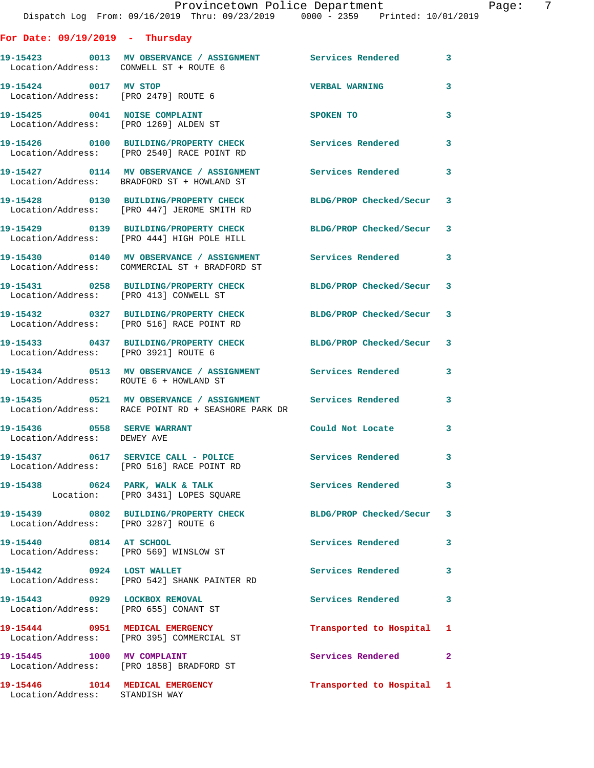Provincetown Police Department
Dispatch Log From: 09/16/2019 Thru: 09/23/2019 0000 - 2359 Printed: 10/01/2019

## For Date: 09/19/2019 - Thursday

**19-15423** 0013 **MV OBSERVANCE / ASSIGNMENT** Services Rendered 3
Location/Address: CONWELL ST + ROUTE 6

**19-15424** 0017 **MV STOP** VERBAL WARNING 3
Location/Address: [PRO 2479] ROUTE 6

**19-15425** 0041 **NOISE COMPLAINT** SPOKEN TO 3
Location/Address: [PRO 1269] ALDEN ST

**19-15426** 0100 **BUILDING/PROPERTY CHECK** Services Rendered 3
Location/Address: [PRO 2540] RACE POINT RD

**19-15427** 0114 **MV OBSERVANCE / ASSIGNMENT** Services Rendered 3
Location/Address: BRADFORD ST + HOWLAND ST

**19-15428** 0130 **BUILDING/PROPERTY CHECK** BLDG/PROP Checked/Secur 3
Location/Address: [PRO 447] JEROME SMITH RD

**19-15429** 0139 **BUILDING/PROPERTY CHECK** BLDG/PROP Checked/Secur 3
Location/Address: [PRO 444] HIGH POLE HILL

**19-15430** 0140 **MV OBSERVANCE / ASSIGNMENT** Services Rendered 3
Location/Address: COMMERCIAL ST + BRADFORD ST

**19-15431** 0258 **BUILDING/PROPERTY CHECK** BLDG/PROP Checked/Secur 3
Location/Address: [PRO 413] CONWELL ST

**19-15432** 0327 **BUILDING/PROPERTY CHECK** BLDG/PROP Checked/Secur 3
Location/Address: [PRO 516] RACE POINT RD

**19-15433** 0437 **BUILDING/PROPERTY CHECK** BLDG/PROP Checked/Secur 3
Location/Address: [PRO 3921] ROUTE 6

**19-15434** 0513 **MV OBSERVANCE / ASSIGNMENT** Services Rendered 3
Location/Address: ROUTE 6 + HOWLAND ST

**19-15435** 0521 **MV OBSERVANCE / ASSIGNMENT** Services Rendered 3
Location/Address: RACE POINT RD + SEASHORE PARK DR

**19-15436** 0558 **SERVE WARRANT** Could Not Locate 3
Location/Address: DEWEY AVE

**19-15437** 0617 **SERVICE CALL - POLICE** Services Rendered 3
Location/Address: [PRO 516] RACE POINT RD

**19-15438** 0624 **PARK, WALK & TALK** Services Rendered 3
Location: [PRO 3431] LOPES SQUARE

**19-15439** 0802 **BUILDING/PROPERTY CHECK** BLDG/PROP Checked/Secur 3
Location/Address: [PRO 3287] ROUTE 6

**19-15440** 0814 **AT SCHOOL** Services Rendered 3
Location/Address: [PRO 569] WINSLOW ST

**19-15442** 0924 **LOST WALLET** Services Rendered 3
Location/Address: [PRO 542] SHANK PAINTER RD

**19-15443** 0929 **LOCKBOX REMOVAL** Services Rendered 3
Location/Address: [PRO 655] CONANT ST

**19-15444** 0951 **MEDICAL EMERGENCY** Transported to Hospital 1
Location/Address: [PRO 395] COMMERCIAL ST

**19-15445** 1000 **MV COMPLAINT** Services Rendered 2
Location/Address: [PRO 1858] BRADFORD ST

**19-15446** 1014 **MEDICAL EMERGENCY** Transported to Hospital 1
Location/Address: STANDISH WAY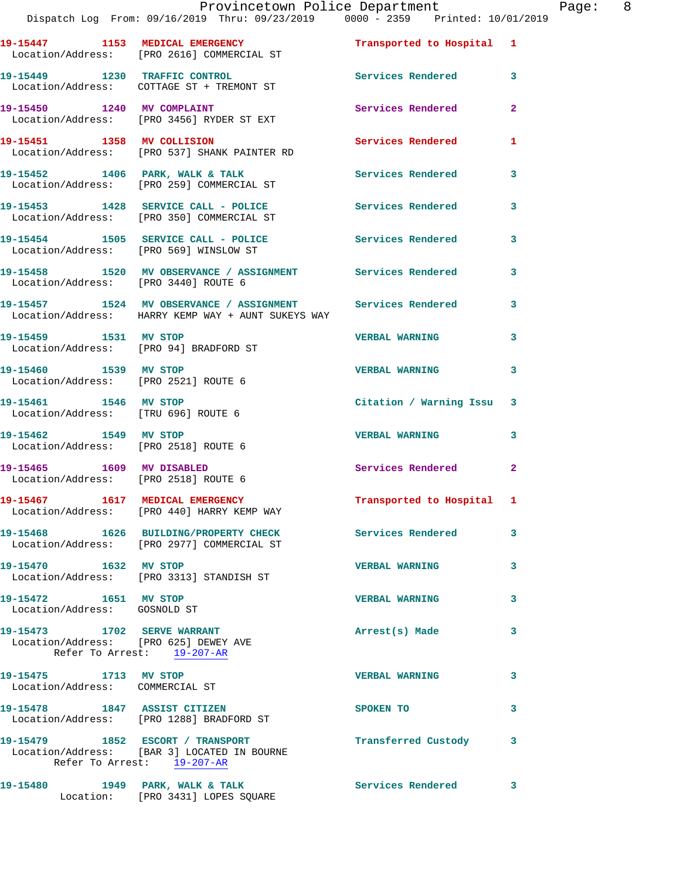19-15447 1153 MEDICAL EMERGENCY Transported to Hospital 1
Location/Address: [PRO 2616] COMMERCIAL ST

19-15449 1230 TRAFFIC CONTROL Services Rendered 3
Location/Address: COTTAGE ST + TREMONT ST

19-15450 1240 MV COMPLAINT Services Rendered 2
Location/Address: [PRO 3456] RYDER ST EXT

19-15451 1358 MV COLLISION Services Rendered 1
Location/Address: [PRO 537] SHANK PAINTER RD

19-15452 1406 PARK, WALK & TALK Services Rendered 3
Location/Address: [PRO 259] COMMERCIAL ST

19-15453 1428 SERVICE CALL - POLICE Services Rendered 3
Location/Address: [PRO 350] COMMERCIAL ST

19-15454 1505 SERVICE CALL - POLICE Services Rendered 3
Location/Address: [PRO 569] WINSLOW ST

19-15458 1520 MV OBSERVANCE / ASSIGNMENT Services Rendered 3
Location/Address: [PRO 3440] ROUTE 6

19-15457 1524 MV OBSERVANCE / ASSIGNMENT Services Rendered 3
Location/Address: HARRY KEMP WAY + AUNT SUKEYS WAY

19-15459 1531 MV STOP VERBAL WARNING 3
Location/Address: [PRO 94] BRADFORD ST

19-15460 1539 MV STOP VERBAL WARNING 3
Location/Address: [PRO 2521] ROUTE 6

19-15461 1546 MV STOP Citation / Warning Issu 3
Location/Address: [TRU 696] ROUTE 6

19-15462 1549 MV STOP VERBAL WARNING 3
Location/Address: [PRO 2518] ROUTE 6

19-15465 1609 MV DISABLED Services Rendered 2
Location/Address: [PRO 2518] ROUTE 6

19-15467 1617 MEDICAL EMERGENCY Transported to Hospital 1
Location/Address: [PRO 440] HARRY KEMP WAY

19-15468 1626 BUILDING/PROPERTY CHECK Services Rendered 3
Location/Address: [PRO 2977] COMMERCIAL ST

19-15470 1632 MV STOP VERBAL WARNING 3
Location/Address: [PRO 3313] STANDISH ST

19-15472 1651 MV STOP VERBAL WARNING 3
Location/Address: GOSNOLD ST

19-15473 1702 SERVE WARRANT Arrest(s) Made 3
Location/Address: [PRO 625] DEWEY AVE
Refer To Arrest: 19-207-AR

19-15475 1713 MV STOP VERBAL WARNING 3
Location/Address: COMMERCIAL ST

19-15478 1847 ASSIST CITIZEN SPOKEN TO 3
Location/Address: [PRO 1288] BRADFORD ST

19-15479 1852 ESCORT / TRANSPORT Transferred Custody 3
Location/Address: [BAR 3] LOCATED IN BOURNE
Refer To Arrest: 19-207-AR

19-15480 1949 PARK, WALK & TALK Services Rendered 3
Location: [PRO 3431] LOPES SQUARE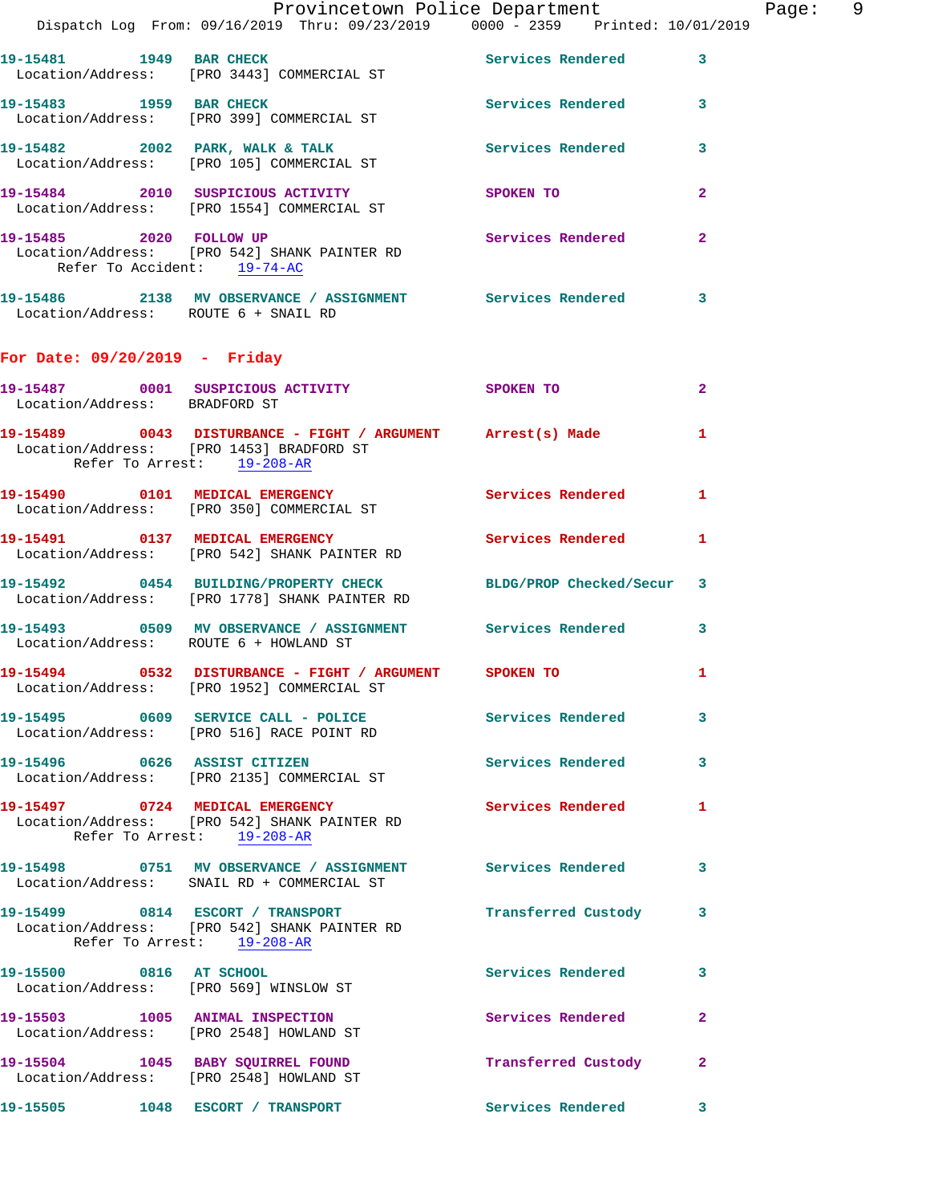19-15481 1949 BAR CHECK Services Rendered 3
Location/Address: [PRO 3443] COMMERCIAL ST

19-15483 1959 BAR CHECK Services Rendered 3
Location/Address: [PRO 399] COMMERCIAL ST

19-15482 2002 PARK, WALK & TALK Services Rendered 3
Location/Address: [PRO 105] COMMERCIAL ST

19-15484 2010 SUSPICIOUS ACTIVITY SPOKEN TO 2
Location/Address: [PRO 1554] COMMERCIAL ST

19-15485 2020 FOLLOW UP Services Rendered 2
Location/Address: [PRO 542] SHANK PAINTER RD
Refer To Accident: 19-74-AC

19-15486 2138 MV OBSERVANCE / ASSIGNMENT Services Rendered 3
Location/Address: ROUTE 6 + SNAIL RD

## For Date: 09/20/2019 - Friday

19-15487 0001 SUSPICIOUS ACTIVITY SPOKEN TO 2
Location/Address: BRADFORD ST

19-15489 0043 DISTURBANCE - FIGHT / ARGUMENT Arrest(s) Made 1
Location/Address: [PRO 1453] BRADFORD ST
Refer To Arrest: 19-208-AR

19-15490 0101 MEDICAL EMERGENCY Services Rendered 1
Location/Address: [PRO 350] COMMERCIAL ST

19-15491 0137 MEDICAL EMERGENCY Services Rendered 1
Location/Address: [PRO 542] SHANK PAINTER RD

19-15492 0454 BUILDING/PROPERTY CHECK BLDG/PROP Checked/Secur 3
Location/Address: [PRO 1778] SHANK PAINTER RD

19-15493 0509 MV OBSERVANCE / ASSIGNMENT Services Rendered 3
Location/Address: ROUTE 6 + HOWLAND ST

19-15494 0532 DISTURBANCE - FIGHT / ARGUMENT SPOKEN TO 1
Location/Address: [PRO 1952] COMMERCIAL ST

19-15495 0609 SERVICE CALL - POLICE Services Rendered 3
Location/Address: [PRO 516] RACE POINT RD

19-15496 0626 ASSIST CITIZEN Services Rendered 3
Location/Address: [PRO 2135] COMMERCIAL ST

19-15497 0724 MEDICAL EMERGENCY Services Rendered 1
Location/Address: [PRO 542] SHANK PAINTER RD
Refer To Arrest: 19-208-AR

19-15498 0751 MV OBSERVANCE / ASSIGNMENT Services Rendered 3
Location/Address: SNAIL RD + COMMERCIAL ST

19-15499 0814 ESCORT / TRANSPORT Transferred Custody 3
Location/Address: [PRO 542] SHANK PAINTER RD
Refer To Arrest: 19-208-AR

19-15500 0816 AT SCHOOL Services Rendered 3
Location/Address: [PRO 569] WINSLOW ST

19-15503 1005 ANIMAL INSPECTION Services Rendered 2
Location/Address: [PRO 2548] HOWLAND ST

19-15504 1045 BABY SQUIRREL FOUND Transferred Custody 2
Location/Address: [PRO 2548] HOWLAND ST

19-15505 1048 ESCORT / TRANSPORT Services Rendered 3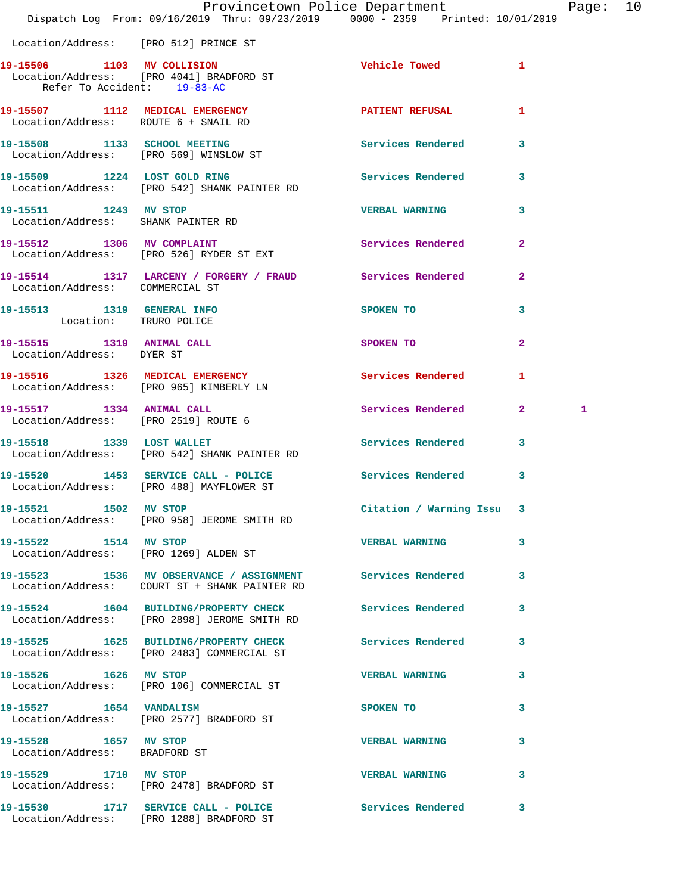Location/Address: [PRO 512] PRINCE ST

19-15506 1103 MV COLLISION Vehicle Towed 1
Location/Address: [PRO 4041] BRADFORD ST
Refer To Accident: 19-83-AC

19-15507 1112 MEDICAL EMERGENCY PATIENT REFUSAL 1
Location/Address: ROUTE 6 + SNAIL RD

19-15508 1133 SCHOOL MEETING Services Rendered 3
Location/Address: [PRO 569] WINSLOW ST

19-15509 1224 LOST GOLD RING Services Rendered 3
Location/Address: [PRO 542] SHANK PAINTER RD

19-15511 1243 MV STOP VERBAL WARNING 3
Location/Address: SHANK PAINTER RD

19-15512 1306 MV COMPLAINT Services Rendered 2
Location/Address: [PRO 526] RYDER ST EXT

19-15514 1317 LARCENY / FORGERY / FRAUD Services Rendered 2
Location/Address: COMMERCIAL ST

19-15513 1319 GENERAL INFO SPOKEN TO 3
Location: TRURO POLICE

19-15515 1319 ANIMAL CALL SPOKEN TO 2
Location/Address: DYER ST

19-15516 1326 MEDICAL EMERGENCY Services Rendered 1
Location/Address: [PRO 965] KIMBERLY LN

19-15517 1334 ANIMAL CALL Services Rendered 2 1
Location/Address: [PRO 2519] ROUTE 6

19-15518 1339 LOST WALLET Services Rendered 3
Location/Address: [PRO 542] SHANK PAINTER RD

19-15520 1453 SERVICE CALL - POLICE Services Rendered 3
Location/Address: [PRO 488] MAYFLOWER ST

19-15521 1502 MV STOP Citation / Warning Issu 3
Location/Address: [PRO 958] JEROME SMITH RD

19-15522 1514 MV STOP VERBAL WARNING 3
Location/Address: [PRO 1269] ALDEN ST

19-15523 1536 MV OBSERVANCE / ASSIGNMENT Services Rendered 3
Location/Address: COURT ST + SHANK PAINTER RD

19-15524 1604 BUILDING/PROPERTY CHECK Services Rendered 3
Location/Address: [PRO 2898] JEROME SMITH RD

19-15525 1625 BUILDING/PROPERTY CHECK Services Rendered 3
Location/Address: [PRO 2483] COMMERCIAL ST

19-15526 1626 MV STOP VERBAL WARNING 3
Location/Address: [PRO 106] COMMERCIAL ST

19-15527 1654 VANDALISM SPOKEN TO 3
Location/Address: [PRO 2577] BRADFORD ST

19-15528 1657 MV STOP VERBAL WARNING 3
Location/Address: BRADFORD ST

19-15529 1710 MV STOP VERBAL WARNING 3
Location/Address: [PRO 2478] BRADFORD ST

19-15530 1717 SERVICE CALL - POLICE Services Rendered 3
Location/Address: [PRO 1288] BRADFORD ST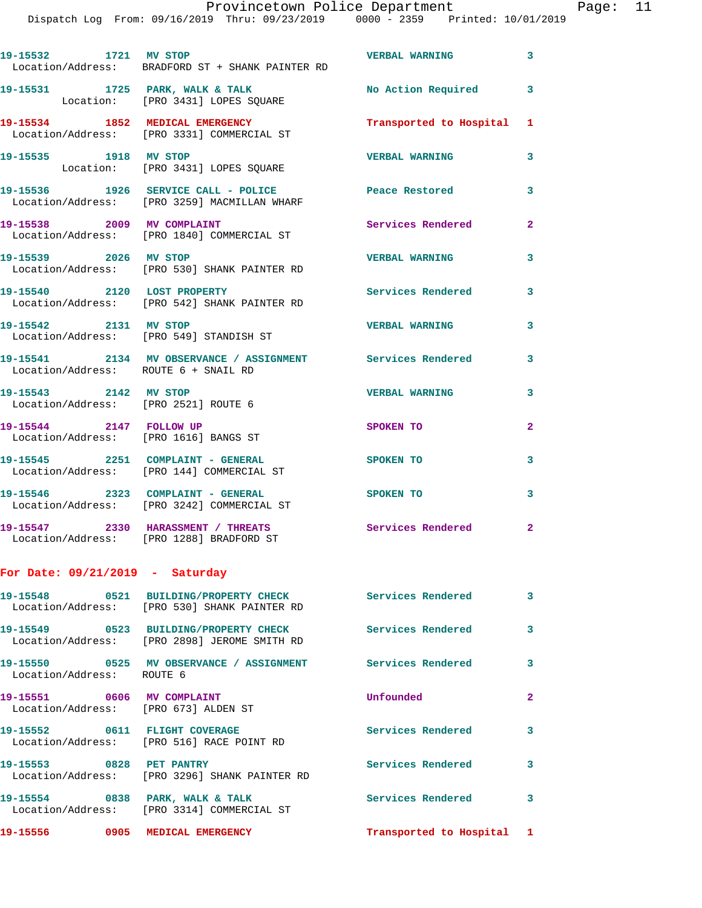19-15532 1721 MV STOP VERBAL WARNING 3
Location/Address: BRADFORD ST + SHANK PAINTER RD

19-15531 1725 PARK, WALK & TALK No Action Required 3
Location: [PRO 3431] LOPES SQUARE

19-15534 1852 MEDICAL EMERGENCY Transported to Hospital 1
Location/Address: [PRO 3331] COMMERCIAL ST

19-15535 1918 MV STOP VERBAL WARNING 3
Location: [PRO 3431] LOPES SQUARE

19-15536 1926 SERVICE CALL - POLICE Peace Restored 3
Location/Address: [PRO 3259] MACMILLAN WHARF

19-15538 2009 MV COMPLAINT Services Rendered 2
Location/Address: [PRO 1840] COMMERCIAL ST

19-15539 2026 MV STOP VERBAL WARNING 3
Location/Address: [PRO 530] SHANK PAINTER RD

19-15540 2120 LOST PROPERTY Services Rendered 3
Location/Address: [PRO 542] SHANK PAINTER RD

19-15542 2131 MV STOP VERBAL WARNING 3
Location/Address: [PRO 549] STANDISH ST

19-15541 2134 MV OBSERVANCE / ASSIGNMENT Services Rendered 3
Location/Address: ROUTE 6 + SNAIL RD

19-15543 2142 MV STOP VERBAL WARNING 3
Location/Address: [PRO 2521] ROUTE 6

19-15544 2147 FOLLOW UP SPOKEN TO 2
Location/Address: [PRO 1616] BANGS ST

19-15545 2251 COMPLAINT - GENERAL SPOKEN TO 3
Location/Address: [PRO 144] COMMERCIAL ST

19-15546 2323 COMPLAINT - GENERAL SPOKEN TO 3
Location/Address: [PRO 3242] COMMERCIAL ST

19-15547 2330 HARASSMENT / THREATS Services Rendered 2
Location/Address: [PRO 1288] BRADFORD ST

## For Date: 09/21/2019 - Saturday

19-15548 0521 BUILDING/PROPERTY CHECK Services Rendered 3
Location/Address: [PRO 530] SHANK PAINTER RD

19-15549 0523 BUILDING/PROPERTY CHECK Services Rendered 3
Location/Address: [PRO 2898] JEROME SMITH RD

19-15550 0525 MV OBSERVANCE / ASSIGNMENT Services Rendered 3
Location/Address: ROUTE 6

19-15551 0606 MV COMPLAINT Unfounded 2
Location/Address: [PRO 673] ALDEN ST

19-15552 0611 FLIGHT COVERAGE Services Rendered 3
Location/Address: [PRO 516] RACE POINT RD

19-15553 0828 PET PANTRY Services Rendered 3
Location/Address: [PRO 3296] SHANK PAINTER RD

19-15554 0838 PARK, WALK & TALK Services Rendered 3
Location/Address: [PRO 3314] COMMERCIAL ST

19-15556 0905 MEDICAL EMERGENCY Transported to Hospital 1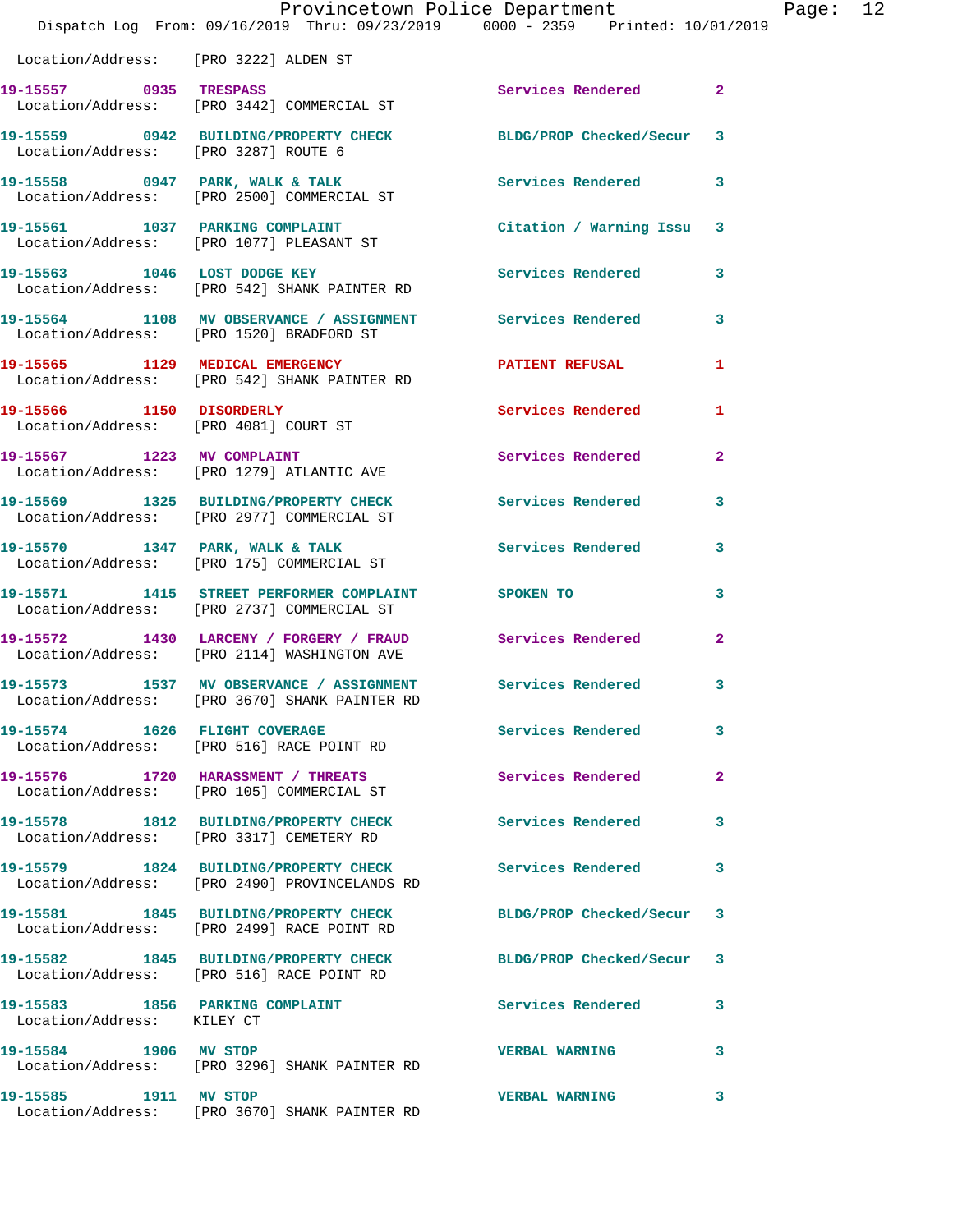Location/Address: [PRO 3222] ALDEN ST

| Call Number | Time | Call Reason | Action | Priority |
|---|---|---|---|---|
| 19-15557 | 0935 | TRESPASS | Services Rendered | 2 |
| | | Location/Address: [PRO 3442] COMMERCIAL ST | | |
| 19-15559 | 0942 | BUILDING/PROPERTY CHECK | BLDG/PROP Checked/Secur | 3 |
| | | Location/Address: [PRO 3287] ROUTE 6 | | |
| 19-15558 | 0947 | PARK, WALK & TALK | Services Rendered | 3 |
| | | Location/Address: [PRO 2500] COMMERCIAL ST | | |
| 19-15561 | 1037 | PARKING COMPLAINT | Citation / Warning Issu | 3 |
| | | Location/Address: [PRO 1077] PLEASANT ST | | |
| 19-15563 | 1046 | LOST DODGE KEY | Services Rendered | 3 |
| | | Location/Address: [PRO 542] SHANK PAINTER RD | | |
| 19-15564 | 1108 | MV OBSERVANCE / ASSIGNMENT | Services Rendered | 3 |
| | | Location/Address: [PRO 1520] BRADFORD ST | | |
| 19-15565 | 1129 | MEDICAL EMERGENCY | PATIENT REFUSAL | 1 |
| | | Location/Address: [PRO 542] SHANK PAINTER RD | | |
| 19-15566 | 1150 | DISORDERLY | Services Rendered | 1 |
| | | Location/Address: [PRO 4081] COURT ST | | |
| 19-15567 | 1223 | MV COMPLAINT | Services Rendered | 2 |
| | | Location/Address: [PRO 1279] ATLANTIC AVE | | |
| 19-15569 | 1325 | BUILDING/PROPERTY CHECK | Services Rendered | 3 |
| | | Location/Address: [PRO 2977] COMMERCIAL ST | | |
| 19-15570 | 1347 | PARK, WALK & TALK | Services Rendered | 3 |
| | | Location/Address: [PRO 175] COMMERCIAL ST | | |
| 19-15571 | 1415 | STREET PERFORMER COMPLAINT | SPOKEN TO | 3 |
| | | Location/Address: [PRO 2737] COMMERCIAL ST | | |
| 19-15572 | 1430 | LARCENY / FORGERY / FRAUD | Services Rendered | 2 |
| | | Location/Address: [PRO 2114] WASHINGTON AVE | | |
| 19-15573 | 1537 | MV OBSERVANCE / ASSIGNMENT | Services Rendered | 3 |
| | | Location/Address: [PRO 3670] SHANK PAINTER RD | | |
| 19-15574 | 1626 | FLIGHT COVERAGE | Services Rendered | 3 |
| | | Location/Address: [PRO 516] RACE POINT RD | | |
| 19-15576 | 1720 | HARASSMENT / THREATS | Services Rendered | 2 |
| | | Location/Address: [PRO 105] COMMERCIAL ST | | |
| 19-15578 | 1812 | BUILDING/PROPERTY CHECK | Services Rendered | 3 |
| | | Location/Address: [PRO 3317] CEMETERY RD | | |
| 19-15579 | 1824 | BUILDING/PROPERTY CHECK | Services Rendered | 3 |
| | | Location/Address: [PRO 2490] PROVINCELANDS RD | | |
| 19-15581 | 1845 | BUILDING/PROPERTY CHECK | BLDG/PROP Checked/Secur | 3 |
| | | Location/Address: [PRO 2499] RACE POINT RD | | |
| 19-15582 | 1845 | BUILDING/PROPERTY CHECK | BLDG/PROP Checked/Secur | 3 |
| | | Location/Address: [PRO 516] RACE POINT RD | | |
| 19-15583 | 1856 | PARKING COMPLAINT | Services Rendered | 3 |
| | | Location/Address: KILEY CT | | |
| 19-15584 | 1906 | MV STOP | VERBAL WARNING | 3 |
| | | Location/Address: [PRO 3296] SHANK PAINTER RD | | |
| 19-15585 | 1911 | MV STOP | VERBAL WARNING | 3 |
| | | Location/Address: [PRO 3670] SHANK PAINTER RD | | |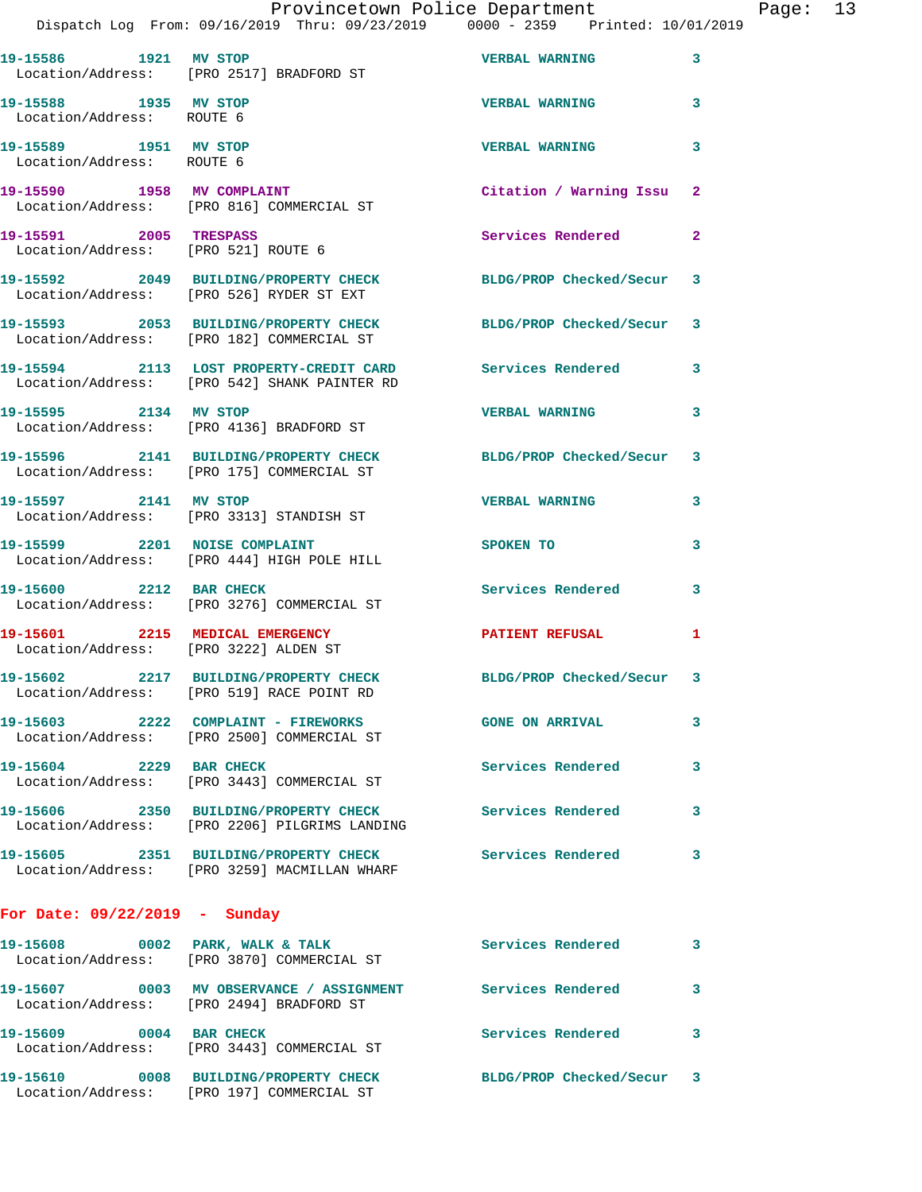| Call Number | Time | Call Reason | Action | Priority |
|---|---|---|---|---|
| 19-15586 | 1921 | MV STOP | VERBAL WARNING | 3 |
| Location/Address: | [PRO 2517] BRADFORD ST | | | |
| 19-15588 | 1935 | MV STOP | VERBAL WARNING | 3 |
| Location/Address: | ROUTE 6 | | | |
| 19-15589 | 1951 | MV STOP | VERBAL WARNING | 3 |
| Location/Address: | ROUTE 6 | | | |
| 19-15590 | 1958 | MV COMPLAINT | Citation / Warning Issu | 2 |
| Location/Address: | [PRO 816] COMMERCIAL ST | | | |
| 19-15591 | 2005 | TRESPASS | Services Rendered | 2 |
| Location/Address: | [PRO 521] ROUTE 6 | | | |
| 19-15592 | 2049 | BUILDING/PROPERTY CHECK | BLDG/PROP Checked/Secur | 3 |
| Location/Address: | [PRO 526] RYDER ST EXT | | | |
| 19-15593 | 2053 | BUILDING/PROPERTY CHECK | BLDG/PROP Checked/Secur | 3 |
| Location/Address: | [PRO 182] COMMERCIAL ST | | | |
| 19-15594 | 2113 | LOST PROPERTY-CREDIT CARD | Services Rendered | 3 |
| Location/Address: | [PRO 542] SHANK PAINTER RD | | | |
| 19-15595 | 2134 | MV STOP | VERBAL WARNING | 3 |
| Location/Address: | [PRO 4136] BRADFORD ST | | | |
| 19-15596 | 2141 | BUILDING/PROPERTY CHECK | BLDG/PROP Checked/Secur | 3 |
| Location/Address: | [PRO 175] COMMERCIAL ST | | | |
| 19-15597 | 2141 | MV STOP | VERBAL WARNING | 3 |
| Location/Address: | [PRO 3313] STANDISH ST | | | |
| 19-15599 | 2201 | NOISE COMPLAINT | SPOKEN TO | 3 |
| Location/Address: | [PRO 444] HIGH POLE HILL | | | |
| 19-15600 | 2212 | BAR CHECK | Services Rendered | 3 |
| Location/Address: | [PRO 3276] COMMERCIAL ST | | | |
| 19-15601 | 2215 | MEDICAL EMERGENCY | PATIENT REFUSAL | 1 |
| Location/Address: | [PRO 3222] ALDEN ST | | | |
| 19-15602 | 2217 | BUILDING/PROPERTY CHECK | BLDG/PROP Checked/Secur | 3 |
| Location/Address: | [PRO 519] RACE POINT RD | | | |
| 19-15603 | 2222 | COMPLAINT - FIREWORKS | GONE ON ARRIVAL | 3 |
| Location/Address: | [PRO 2500] COMMERCIAL ST | | | |
| 19-15604 | 2229 | BAR CHECK | Services Rendered | 3 |
| Location/Address: | [PRO 3443] COMMERCIAL ST | | | |
| 19-15606 | 2350 | BUILDING/PROPERTY CHECK | Services Rendered | 3 |
| Location/Address: | [PRO 2206] PILGRIMS LANDING | | | |
| 19-15605 | 2351 | BUILDING/PROPERTY CHECK | Services Rendered | 3 |
| Location/Address: | [PRO 3259] MACMILLAN WHARF | | | |

## For Date: 09/22/2019 - Sunday

| Call Number | Time | Call Reason | Action | Priority |
|---|---|---|---|---|
| 19-15608 | 0002 | PARK, WALK & TALK | Services Rendered | 3 |
| Location/Address: | [PRO 3870] COMMERCIAL ST | | | |
| 19-15607 | 0003 | MV OBSERVANCE / ASSIGNMENT | Services Rendered | 3 |
| Location/Address: | [PRO 2494] BRADFORD ST | | | |
| 19-15609 | 0004 | BAR CHECK | Services Rendered | 3 |
| Location/Address: | [PRO 3443] COMMERCIAL ST | | | |
| 19-15610 | 0008 | BUILDING/PROPERTY CHECK | BLDG/PROP Checked/Secur | 3 |
| Location/Address: | [PRO 197] COMMERCIAL ST | | | |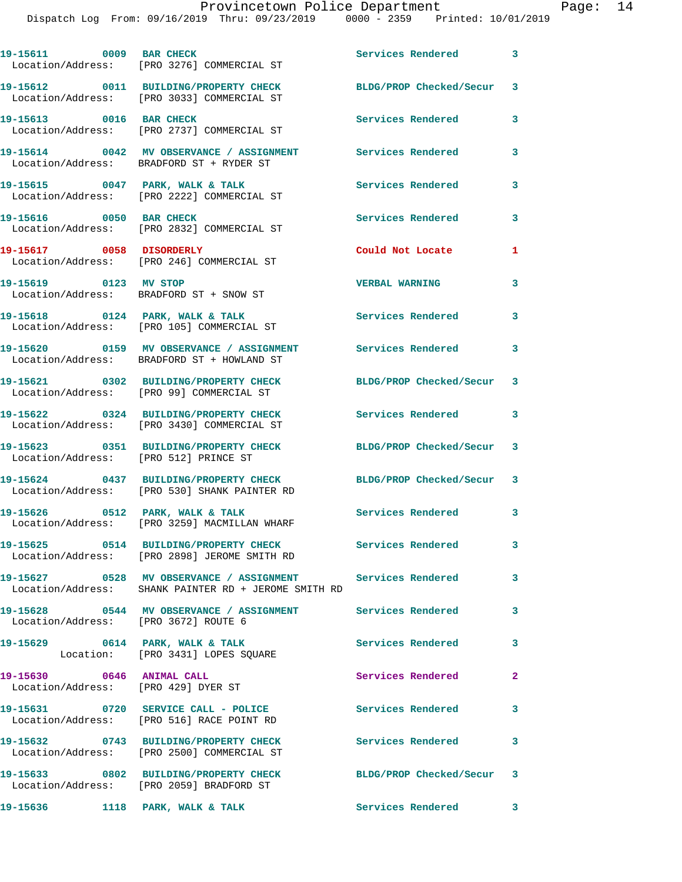| Call # | Time | Call Reason | Action | Priority |
|---|---|---|---|---|
| 19-15611 | 0009 | BAR CHECK | Services Rendered | 3 |
| Location/Address: [PRO 3276] COMMERCIAL ST | | | | |
| 19-15612 | 0011 | BUILDING/PROPERTY CHECK | BLDG/PROP Checked/Secur | 3 |
| Location/Address: [PRO 3033] COMMERCIAL ST | | | | |
| 19-15613 | 0016 | BAR CHECK | Services Rendered | 3 |
| Location/Address: [PRO 2737] COMMERCIAL ST | | | | |
| 19-15614 | 0042 | MV OBSERVANCE / ASSIGNMENT | Services Rendered | 3 |
| Location/Address: BRADFORD ST + RYDER ST | | | | |
| 19-15615 | 0047 | PARK, WALK & TALK | Services Rendered | 3 |
| Location/Address: [PRO 2222] COMMERCIAL ST | | | | |
| 19-15616 | 0050 | BAR CHECK | Services Rendered | 3 |
| Location/Address: [PRO 2832] COMMERCIAL ST | | | | |
| 19-15617 | 0058 | DISORDERLY | Could Not Locate | 1 |
| Location/Address: [PRO 246] COMMERCIAL ST | | | | |
| 19-15619 | 0123 | MV STOP | VERBAL WARNING | 3 |
| Location/Address: BRADFORD ST + SNOW ST | | | | |
| 19-15618 | 0124 | PARK, WALK & TALK | Services Rendered | 3 |
| Location/Address: [PRO 105] COMMERCIAL ST | | | | |
| 19-15620 | 0159 | MV OBSERVANCE / ASSIGNMENT | Services Rendered | 3 |
| Location/Address: BRADFORD ST + HOWLAND ST | | | | |
| 19-15621 | 0302 | BUILDING/PROPERTY CHECK | BLDG/PROP Checked/Secur | 3 |
| Location/Address: [PRO 99] COMMERCIAL ST | | | | |
| 19-15622 | 0324 | BUILDING/PROPERTY CHECK | Services Rendered | 3 |
| Location/Address: [PRO 3430] COMMERCIAL ST | | | | |
| 19-15623 | 0351 | BUILDING/PROPERTY CHECK | BLDG/PROP Checked/Secur | 3 |
| Location/Address: [PRO 512] PRINCE ST | | | | |
| 19-15624 | 0437 | BUILDING/PROPERTY CHECK | BLDG/PROP Checked/Secur | 3 |
| Location/Address: [PRO 530] SHANK PAINTER RD | | | | |
| 19-15626 | 0512 | PARK, WALK & TALK | Services Rendered | 3 |
| Location/Address: [PRO 3259] MACMILLAN WHARF | | | | |
| 19-15625 | 0514 | BUILDING/PROPERTY CHECK | Services Rendered | 3 |
| Location/Address: [PRO 2898] JEROME SMITH RD | | | | |
| 19-15627 | 0528 | MV OBSERVANCE / ASSIGNMENT | Services Rendered | 3 |
| Location/Address: SHANK PAINTER RD + JEROME SMITH RD | | | | |
| 19-15628 | 0544 | MV OBSERVANCE / ASSIGNMENT | Services Rendered | 3 |
| Location/Address: [PRO 3672] ROUTE 6 | | | | |
| 19-15629 | 0614 | PARK, WALK & TALK | Services Rendered | 3 |
| Location: [PRO 3431] LOPES SQUARE | | | | |
| 19-15630 | 0646 | ANIMAL CALL | Services Rendered | 2 |
| Location/Address: [PRO 429] DYER ST | | | | |
| 19-15631 | 0720 | SERVICE CALL - POLICE | Services Rendered | 3 |
| Location/Address: [PRO 516] RACE POINT RD | | | | |
| 19-15632 | 0743 | BUILDING/PROPERTY CHECK | Services Rendered | 3 |
| Location/Address: [PRO 2500] COMMERCIAL ST | | | | |
| 19-15633 | 0802 | BUILDING/PROPERTY CHECK | BLDG/PROP Checked/Secur | 3 |
| Location/Address: [PRO 2059] BRADFORD ST | | | | |
| 19-15636 | 1118 | PARK, WALK & TALK | Services Rendered | 3 |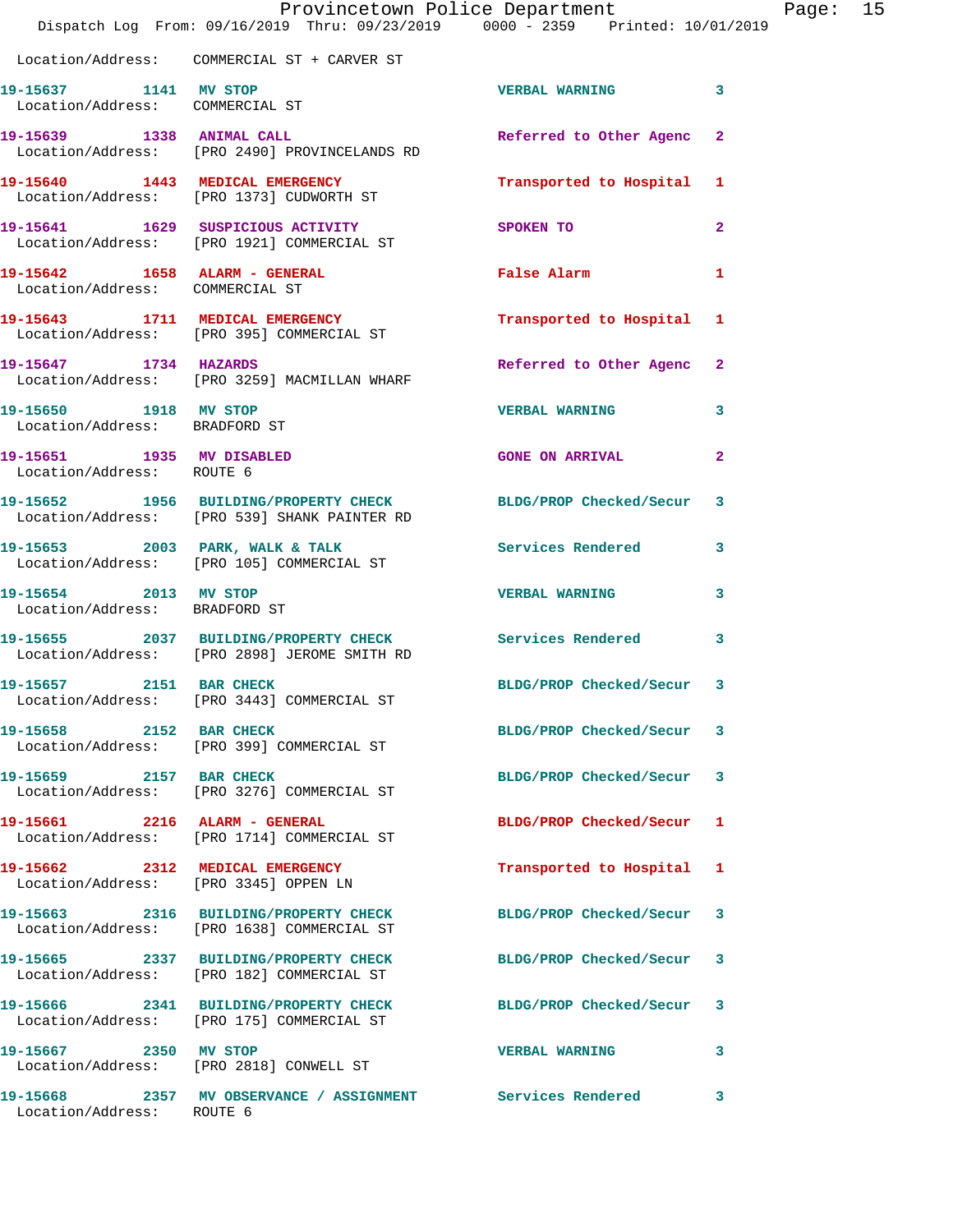Location/Address: COMMERCIAL ST + CARVER ST

| Call Number | Time | Call Reason | Action | Priority |
|---|---|---|---|---|
| 19-15637 | 1141 | MV STOP | VERBAL WARNING | 3 |
| | | Location/Address: COMMERCIAL ST | | |
| 19-15639 | 1338 | ANIMAL CALL | Referred to Other Agenc | 2 |
| | | Location/Address: [PRO 2490] PROVINCELANDS RD | | |
| 19-15640 | 1443 | MEDICAL EMERGENCY | Transported to Hospital | 1 |
| | | Location/Address: [PRO 1373] CUDWORTH ST | | |
| 19-15641 | 1629 | SUSPICIOUS ACTIVITY | SPOKEN TO | 2 |
| | | Location/Address: [PRO 1921] COMMERCIAL ST | | |
| 19-15642 | 1658 | ALARM - GENERAL | False Alarm | 1 |
| | | Location/Address: COMMERCIAL ST | | |
| 19-15643 | 1711 | MEDICAL EMERGENCY | Transported to Hospital | 1 |
| | | Location/Address: [PRO 395] COMMERCIAL ST | | |
| 19-15647 | 1734 | HAZARDS | Referred to Other Agenc | 2 |
| | | Location/Address: [PRO 3259] MACMILLAN WHARF | | |
| 19-15650 | 1918 | MV STOP | VERBAL WARNING | 3 |
| | | Location/Address: BRADFORD ST | | |
| 19-15651 | 1935 | MV DISABLED | GONE ON ARRIVAL | 2 |
| | | Location/Address: ROUTE 6 | | |
| 19-15652 | 1956 | BUILDING/PROPERTY CHECK | BLDG/PROP Checked/Secur | 3 |
| | | Location/Address: [PRO 539] SHANK PAINTER RD | | |
| 19-15653 | 2003 | PARK, WALK & TALK | Services Rendered | 3 |
| | | Location/Address: [PRO 105] COMMERCIAL ST | | |
| 19-15654 | 2013 | MV STOP | VERBAL WARNING | 3 |
| | | Location/Address: BRADFORD ST | | |
| 19-15655 | 2037 | BUILDING/PROPERTY CHECK | Services Rendered | 3 |
| | | Location/Address: [PRO 2898] JEROME SMITH RD | | |
| 19-15657 | 2151 | BAR CHECK | BLDG/PROP Checked/Secur | 3 |
| | | Location/Address: [PRO 3443] COMMERCIAL ST | | |
| 19-15658 | 2152 | BAR CHECK | BLDG/PROP Checked/Secur | 3 |
| | | Location/Address: [PRO 399] COMMERCIAL ST | | |
| 19-15659 | 2157 | BAR CHECK | BLDG/PROP Checked/Secur | 3 |
| | | Location/Address: [PRO 3276] COMMERCIAL ST | | |
| 19-15661 | 2216 | ALARM - GENERAL | BLDG/PROP Checked/Secur | 1 |
| | | Location/Address: [PRO 1714] COMMERCIAL ST | | |
| 19-15662 | 2312 | MEDICAL EMERGENCY | Transported to Hospital | 1 |
| | | Location/Address: [PRO 3345] OPPEN LN | | |
| 19-15663 | 2316 | BUILDING/PROPERTY CHECK | BLDG/PROP Checked/Secur | 3 |
| | | Location/Address: [PRO 1638] COMMERCIAL ST | | |
| 19-15665 | 2337 | BUILDING/PROPERTY CHECK | BLDG/PROP Checked/Secur | 3 |
| | | Location/Address: [PRO 182] COMMERCIAL ST | | |
| 19-15666 | 2341 | BUILDING/PROPERTY CHECK | BLDG/PROP Checked/Secur | 3 |
| | | Location/Address: [PRO 175] COMMERCIAL ST | | |
| 19-15667 | 2350 | MV STOP | VERBAL WARNING | 3 |
| | | Location/Address: [PRO 2818] CONWELL ST | | |
| 19-15668 | 2357 | MV OBSERVANCE / ASSIGNMENT | Services Rendered | 3 |
| | | Location/Address: ROUTE 6 | | |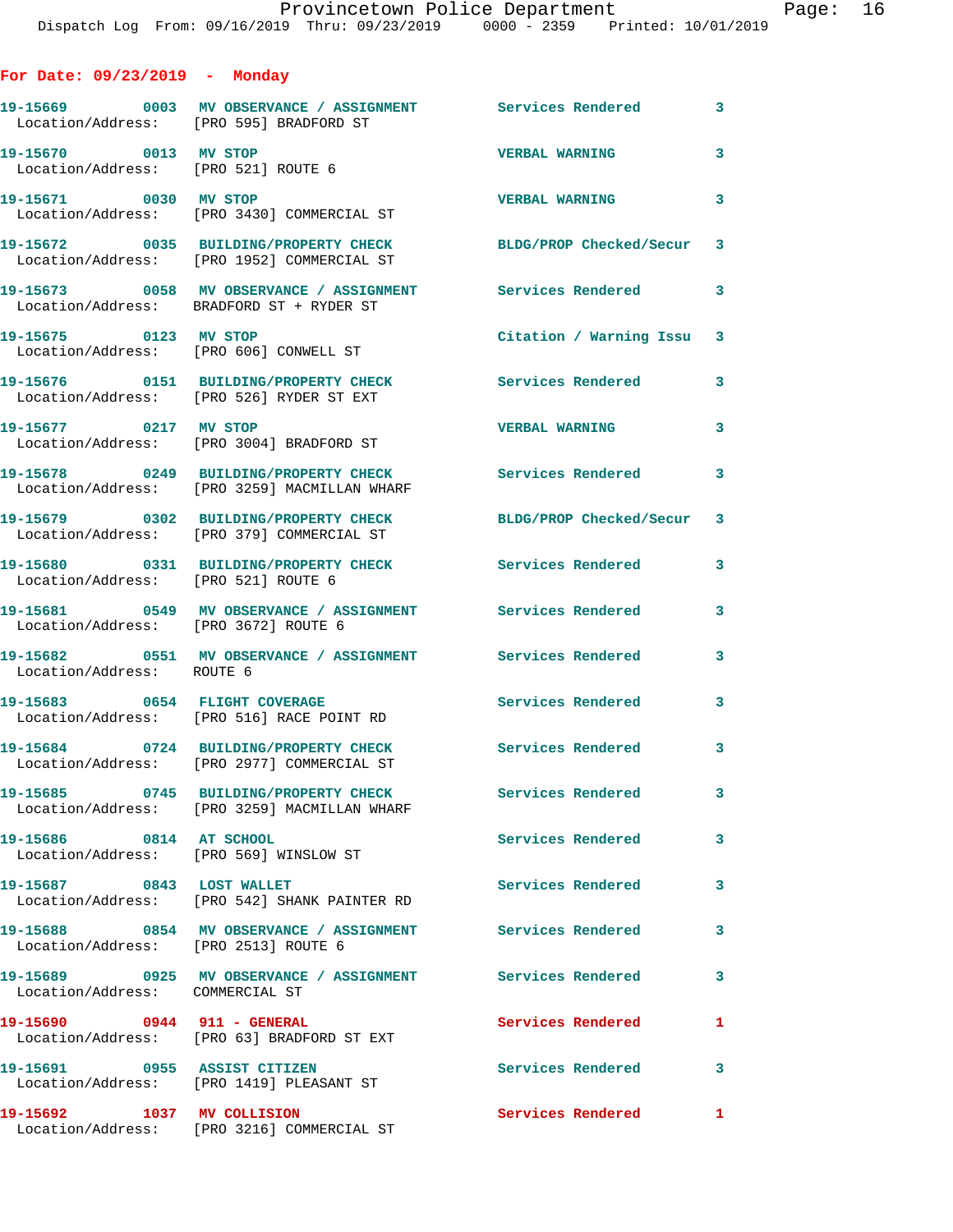**For Date: 09/23/2019 - Monday**

| Call # | Time | Call Reason | Action | Priority |
|---|---|---|---|---|
| 19-15669 | 0003 | MV OBSERVANCE / ASSIGNMENT | Services Rendered | 3 |
| Location/Address: | | [PRO 595] BRADFORD ST | | |
| 19-15670 | 0013 | MV STOP | VERBAL WARNING | 3 |
| Location/Address: | | [PRO 521] ROUTE 6 | | |
| 19-15671 | 0030 | MV STOP | VERBAL WARNING | 3 |
| Location/Address: | | [PRO 3430] COMMERCIAL ST | | |
| 19-15672 | 0035 | BUILDING/PROPERTY CHECK | BLDG/PROP Checked/Secur | 3 |
| Location/Address: | | [PRO 1952] COMMERCIAL ST | | |
| 19-15673 | 0058 | MV OBSERVANCE / ASSIGNMENT | Services Rendered | 3 |
| Location/Address: | | BRADFORD ST + RYDER ST | | |
| 19-15675 | 0123 | MV STOP | Citation / Warning Issu | 3 |
| Location/Address: | | [PRO 606] CONWELL ST | | |
| 19-15676 | 0151 | BUILDING/PROPERTY CHECK | Services Rendered | 3 |
| Location/Address: | | [PRO 526] RYDER ST EXT | | |
| 19-15677 | 0217 | MV STOP | VERBAL WARNING | 3 |
| Location/Address: | | [PRO 3004] BRADFORD ST | | |
| 19-15678 | 0249 | BUILDING/PROPERTY CHECK | Services Rendered | 3 |
| Location/Address: | | [PRO 3259] MACMILLAN WHARF | | |
| 19-15679 | 0302 | BUILDING/PROPERTY CHECK | BLDG/PROP Checked/Secur | 3 |
| Location/Address: | | [PRO 379] COMMERCIAL ST | | |
| 19-15680 | 0331 | BUILDING/PROPERTY CHECK | Services Rendered | 3 |
| Location/Address: | | [PRO 521] ROUTE 6 | | |
| 19-15681 | 0549 | MV OBSERVANCE / ASSIGNMENT | Services Rendered | 3 |
| Location/Address: | | [PRO 3672] ROUTE 6 | | |
| 19-15682 | 0551 | MV OBSERVANCE / ASSIGNMENT | Services Rendered | 3 |
| Location/Address: | | ROUTE 6 | | |
| 19-15683 | 0654 | FLIGHT COVERAGE | Services Rendered | 3 |
| Location/Address: | | [PRO 516] RACE POINT RD | | |
| 19-15684 | 0724 | BUILDING/PROPERTY CHECK | Services Rendered | 3 |
| Location/Address: | | [PRO 2977] COMMERCIAL ST | | |
| 19-15685 | 0745 | BUILDING/PROPERTY CHECK | Services Rendered | 3 |
| Location/Address: | | [PRO 3259] MACMILLAN WHARF | | |
| 19-15686 | 0814 | AT SCHOOL | Services Rendered | 3 |
| Location/Address: | | [PRO 569] WINSLOW ST | | |
| 19-15687 | 0843 | LOST WALLET | Services Rendered | 3 |
| Location/Address: | | [PRO 542] SHANK PAINTER RD | | |
| 19-15688 | 0854 | MV OBSERVANCE / ASSIGNMENT | Services Rendered | 3 |
| Location/Address: | | [PRO 2513] ROUTE 6 | | |
| 19-15689 | 0925 | MV OBSERVANCE / ASSIGNMENT | Services Rendered | 3 |
| Location/Address: | | COMMERCIAL ST | | |
| 19-15690 | 0944 | 911 - GENERAL | Services Rendered | 1 |
| Location/Address: | | [PRO 63] BRADFORD ST EXT | | |
| 19-15691 | 0955 | ASSIST CITIZEN | Services Rendered | 3 |
| Location/Address: | | [PRO 1419] PLEASANT ST | | |
| 19-15692 | 1037 | MV COLLISION | Services Rendered | 1 |
| Location/Address: | | [PRO 3216] COMMERCIAL ST | | |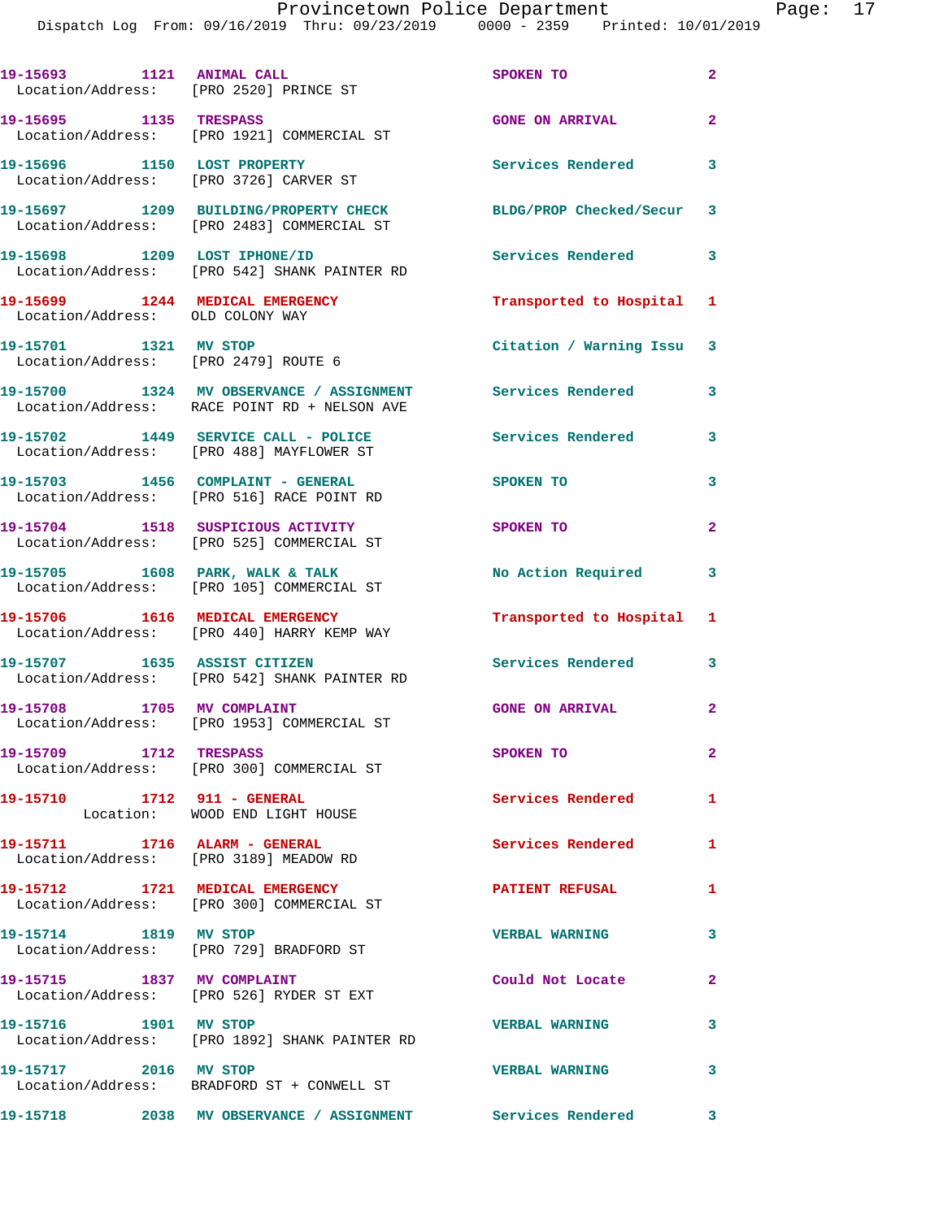19-15693 1121 ANIMAL CALL SPOKEN TO 2
Location/Address: [PRO 2520] PRINCE ST

19-15695 1135 TRESPASS GONE ON ARRIVAL 2
Location/Address: [PRO 1921] COMMERCIAL ST

19-15696 1150 LOST PROPERTY Services Rendered 3
Location/Address: [PRO 3726] CARVER ST

19-15697 1209 BUILDING/PROPERTY CHECK BLDG/PROP Checked/Secur 3
Location/Address: [PRO 2483] COMMERCIAL ST

19-15698 1209 LOST IPHONE/ID Services Rendered 3
Location/Address: [PRO 542] SHANK PAINTER RD

19-15699 1244 MEDICAL EMERGENCY Transported to Hospital 1
Location/Address: OLD COLONY WAY

19-15701 1321 MV STOP Citation / Warning Issu 3
Location/Address: [PRO 2479] ROUTE 6

19-15700 1324 MV OBSERVANCE / ASSIGNMENT Services Rendered 3
Location/Address: RACE POINT RD + NELSON AVE

19-15702 1449 SERVICE CALL - POLICE Services Rendered 3
Location/Address: [PRO 488] MAYFLOWER ST

19-15703 1456 COMPLAINT - GENERAL SPOKEN TO 3
Location/Address: [PRO 516] RACE POINT RD

19-15704 1518 SUSPICIOUS ACTIVITY SPOKEN TO 2
Location/Address: [PRO 525] COMMERCIAL ST

19-15705 1608 PARK, WALK & TALK No Action Required 3
Location/Address: [PRO 105] COMMERCIAL ST

19-15706 1616 MEDICAL EMERGENCY Transported to Hospital 1
Location/Address: [PRO 440] HARRY KEMP WAY

19-15707 1635 ASSIST CITIZEN Services Rendered 3
Location/Address: [PRO 542] SHANK PAINTER RD

19-15708 1705 MV COMPLAINT GONE ON ARRIVAL 2
Location/Address: [PRO 1953] COMMERCIAL ST

19-15709 1712 TRESPASS SPOKEN TO 2
Location/Address: [PRO 300] COMMERCIAL ST

19-15710 1712 911 - GENERAL Services Rendered 1
Location: WOOD END LIGHT HOUSE

19-15711 1716 ALARM - GENERAL Services Rendered 1
Location/Address: [PRO 3189] MEADOW RD

19-15712 1721 MEDICAL EMERGENCY PATIENT REFUSAL 1
Location/Address: [PRO 300] COMMERCIAL ST

19-15714 1819 MV STOP VERBAL WARNING 3
Location/Address: [PRO 729] BRADFORD ST

19-15715 1837 MV COMPLAINT Could Not Locate 2
Location/Address: [PRO 526] RYDER ST EXT

19-15716 1901 MV STOP VERBAL WARNING 3
Location/Address: [PRO 1892] SHANK PAINTER RD

19-15717 2016 MV STOP VERBAL WARNING 3
Location/Address: BRADFORD ST + CONWELL ST

19-15718 2038 MV OBSERVANCE / ASSIGNMENT Services Rendered 3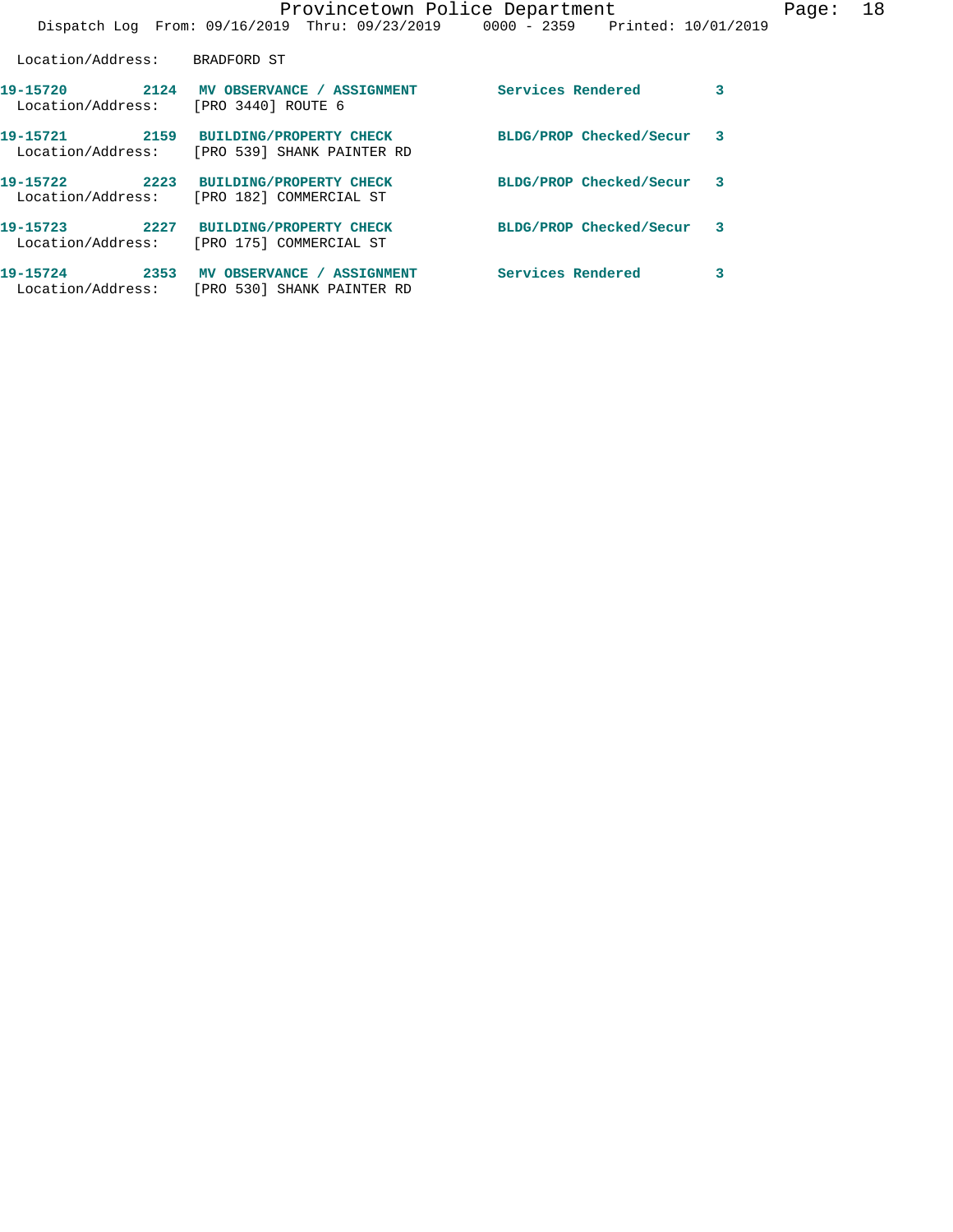Location/Address: BRADFORD ST

**19-15720** **2124** **MV OBSERVANCE / ASSIGNMENT** **Services Rendered** **3**
Location/Address: [PRO 3440] ROUTE 6

**19-15721** **2159** **BUILDING/PROPERTY CHECK** **BLDG/PROP Checked/Secur** **3**
Location/Address: [PRO 539] SHANK PAINTER RD

**19-15722** **2223** **BUILDING/PROPERTY CHECK** **BLDG/PROP Checked/Secur** **3**
Location/Address: [PRO 182] COMMERCIAL ST

**19-15723** **2227** **BUILDING/PROPERTY CHECK** **BLDG/PROP Checked/Secur** **3**
Location/Address: [PRO 175] COMMERCIAL ST

**19-15724** **2353** **MV OBSERVANCE / ASSIGNMENT** **Services Rendered** **3**
Location/Address: [PRO 530] SHANK PAINTER RD